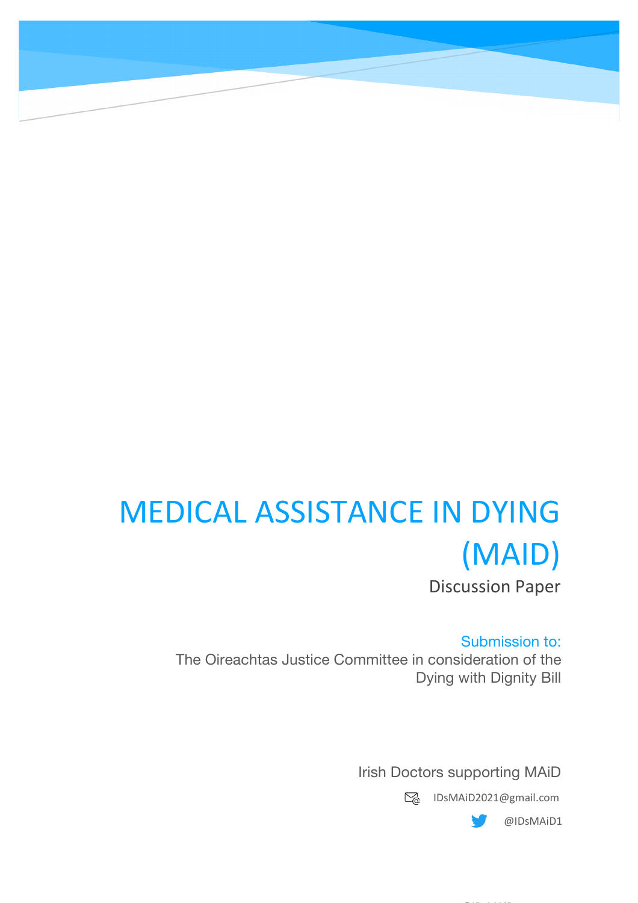# MEDICAL ASSISTANCE IN DYING (MAID)

Discussion Paper

Submission to:

The Oireachtas Justice Committee in consideration of the Dying with Dignity Bill

Irish Doctors supporting MAiD

IDsMAiD2021@gmail.com

@IDsMAiD1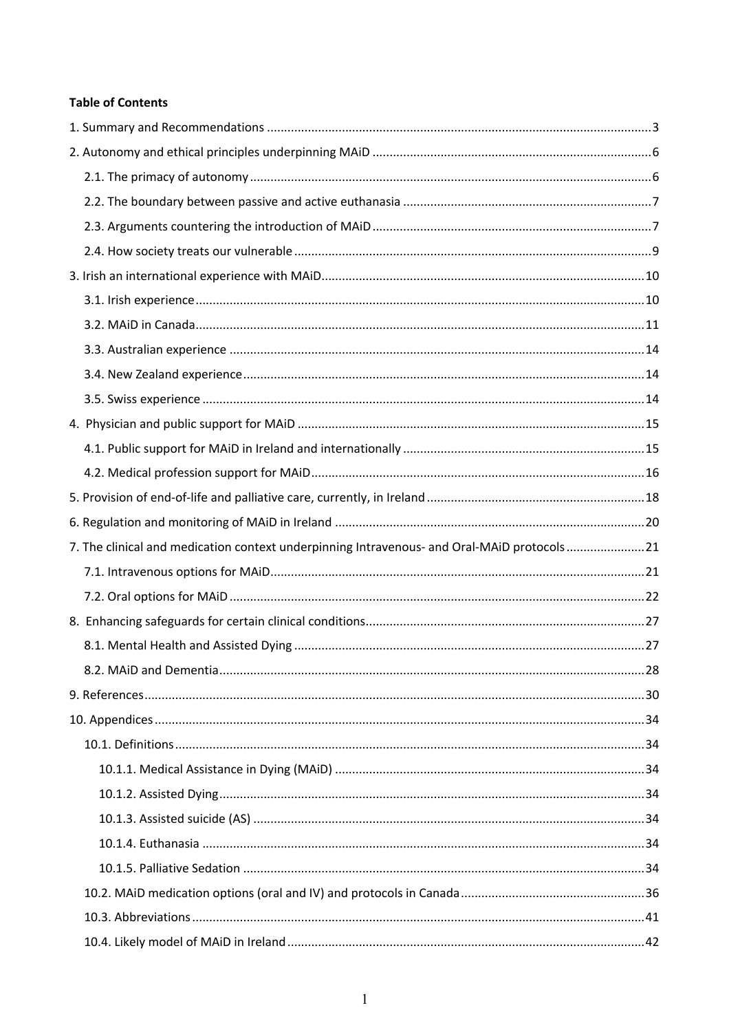**Table of Contents**

1. Summary and Recommendations ............................................................ 3
2. Autonomy and ethical principles underpinning MAiD ............................................................ 6
    - 2.1. The primacy of autonomy ............................................................ 6
    - 2.2. The boundary between passive and active euthanasia ............................................................ 7
    - 2.3. Arguments countering the introduction of MAiD ............................................................ 7
    - 2.4. How society treats our vulnerable ............................................................ 9
3. Irish an international experience with MAiD ............................................................ 10
    - 3.1. Irish experience ............................................................ 10
    - 3.2. MAiD in Canada ............................................................ 11
    - 3.3. Australian experience ............................................................ 14
    - 3.4. New Zealand experience ............................................................ 14
    - 3.5. Swiss experience ............................................................ 14
4. Physician and public support for MAiD ............................................................ 15
    - 4.1. Public support for MAiD in Ireland and internationally ............................................................ 15
    - 4.2. Medical profession support for MAiD ............................................................ 16
5. Provision of end-of-life and palliative care, currently, in Ireland ............................................................ 18
6. Regulation and monitoring of MAiD in Ireland ............................................................ 20
7. The clinical and medication context underpinning Intravenous- and Oral-MAiD protocols ............................................................ 21
    - 7.1. Intravenous options for MAiD ............................................................ 21
    - 7.2. Oral options for MAiD ............................................................ 22
8. Enhancing safeguards for certain clinical conditions ............................................................ 27
    - 8.1. Mental Health and Assisted Dying ............................................................ 27
    - 8.2. MAiD and Dementia ............................................................ 28
9. References ............................................................ 30
10. Appendices ............................................................ 34
    - 10.1. Definitions ............................................................ 34
        - 10.1.1. Medical Assistance in Dying (MAiD) ............................................................ 34
        - 10.1.2. Assisted Dying ............................................................ 34
        - 10.1.3. Assisted suicide (AS) ............................................................ 34
        - 10.1.4. Euthanasia ............................................................ 34
        - 10.1.5. Palliative Sedation ............................................................ 34
    - 10.2. MAiD medication options (oral and IV) and protocols in Canada ............................................................ 36
    - 10.3. Abbreviations ............................................................ 41
    - 10.4. Likely model of MAiD in Ireland ............................................................ 42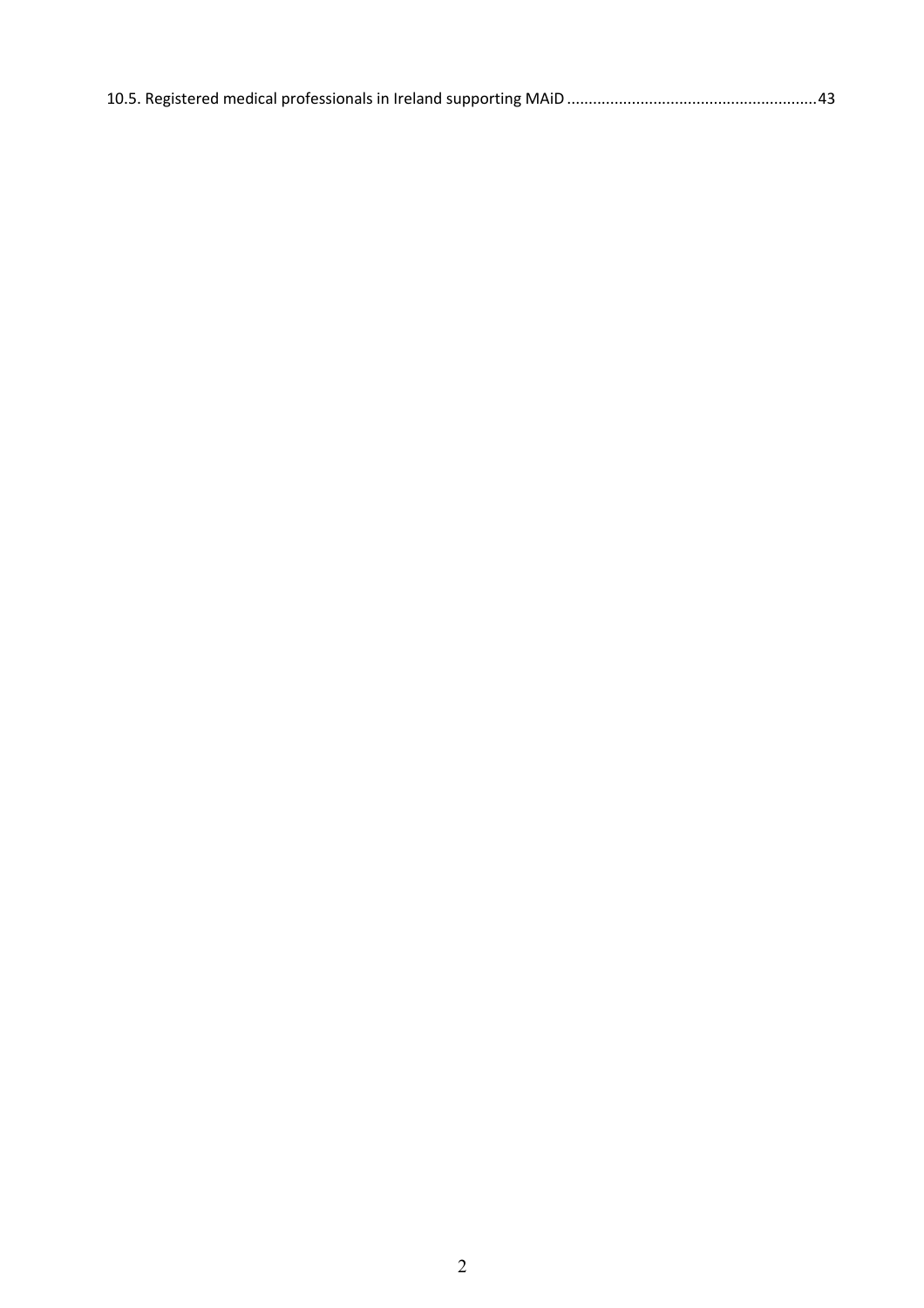10.5. Registered medical professionals in Ireland supporting MAiD ........................................................43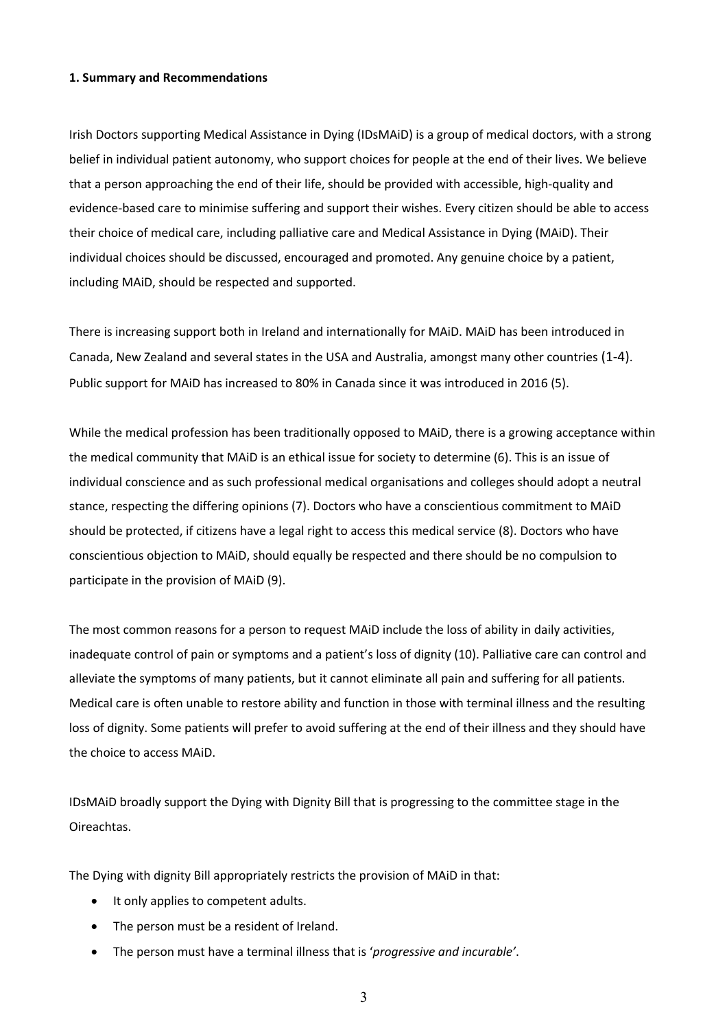**1. Summary and Recommendations**

Irish Doctors supporting Medical Assistance in Dying (IDsMAiD) is a group of medical doctors, with a strong belief in individual patient autonomy, who support choices for people at the end of their lives. We believe that a person approaching the end of their life, should be provided with accessible, high-quality and evidence-based care to minimise suffering and support their wishes. Every citizen should be able to access their choice of medical care, including palliative care and Medical Assistance in Dying (MAiD). Their individual choices should be discussed, encouraged and promoted. Any genuine choice by a patient, including MAiD, should be respected and supported.

There is increasing support both in Ireland and internationally for MAiD. MAiD has been introduced in Canada, New Zealand and several states in the USA and Australia, amongst many other countries (1-4). Public support for MAiD has increased to 80% in Canada since it was introduced in 2016 (5).

While the medical profession has been traditionally opposed to MAiD, there is a growing acceptance within the medical community that MAiD is an ethical issue for society to determine (6). This is an issue of individual conscience and as such professional medical organisations and colleges should adopt a neutral stance, respecting the differing opinions (7). Doctors who have a conscientious commitment to MAiD should be protected, if citizens have a legal right to access this medical service (8). Doctors who have conscientious objection to MAiD, should equally be respected and there should be no compulsion to participate in the provision of MAiD (9).

The most common reasons for a person to request MAiD include the loss of ability in daily activities, inadequate control of pain or symptoms and a patient's loss of dignity (10). Palliative care can control and alleviate the symptoms of many patients, but it cannot eliminate all pain and suffering for all patients. Medical care is often unable to restore ability and function in those with terminal illness and the resulting loss of dignity. Some patients will prefer to avoid suffering at the end of their illness and they should have the choice to access MAiD.

IDsMAiD broadly support the Dying with Dignity Bill that is progressing to the committee stage in the Oireachtas.

The Dying with dignity Bill appropriately restricts the provision of MAiD in that:

- It only applies to competent adults.
- The person must be a resident of Ireland.
- The person must have a terminal illness that is '*progressive and incurable'*.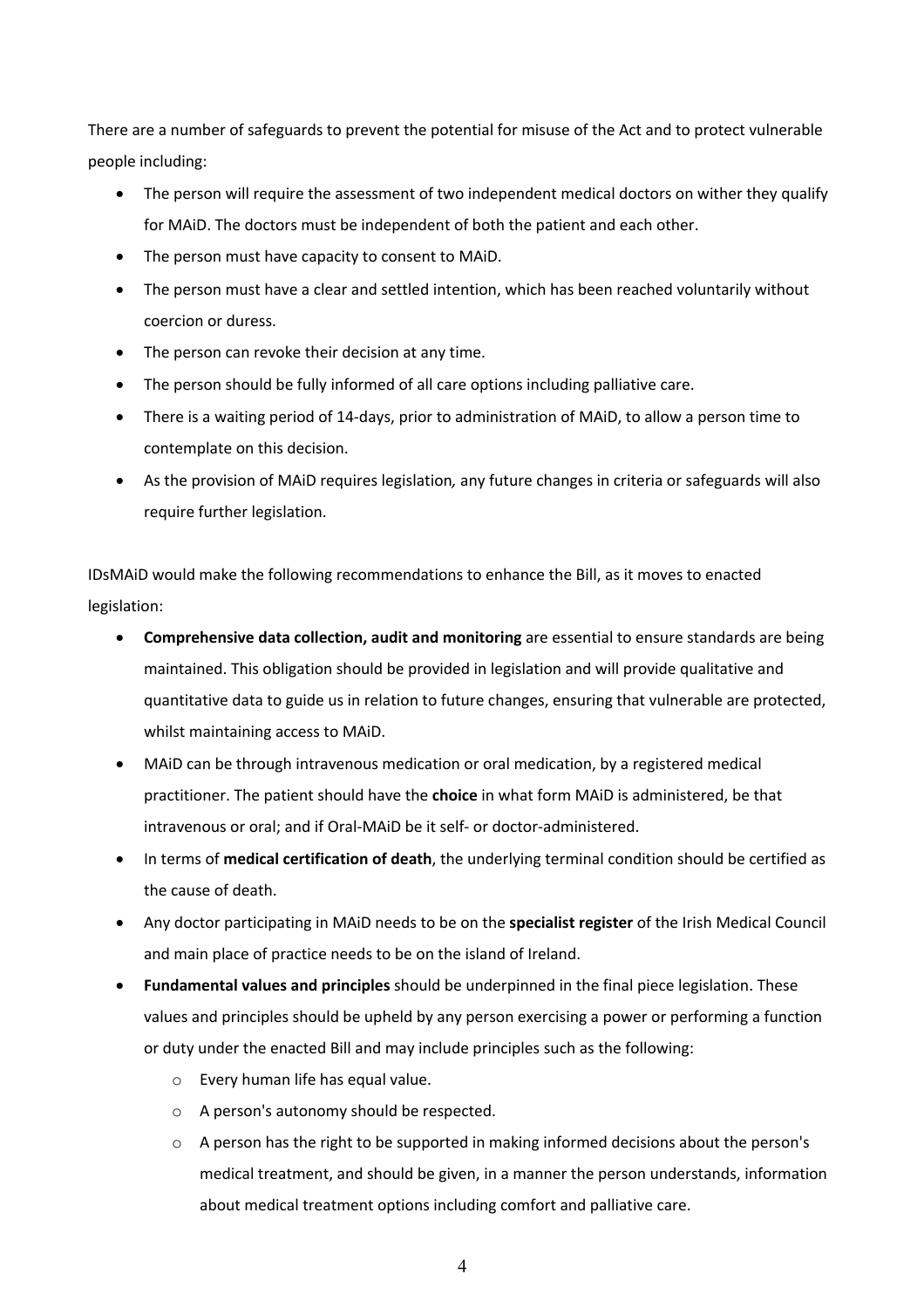There are a number of safeguards to prevent the potential for misuse of the Act and to protect vulnerable people including:

- The person will require the assessment of two independent medical doctors on wither they qualify for MAiD. The doctors must be independent of both the patient and each other.
- The person must have capacity to consent to MAiD.
- The person must have a clear and settled intention, which has been reached voluntarily without coercion or duress.
- The person can revoke their decision at any time.
- The person should be fully informed of all care options including palliative care.
- There is a waiting period of 14-days, prior to administration of MAiD, to allow a person time to contemplate on this decision.
- As the provision of MAiD requires legislation*,* any future changes in criteria or safeguards will also require further legislation.

IDsMAiD would make the following recommendations to enhance the Bill, as it moves to enacted legislation:

- **Comprehensive data collection, audit and monitoring** are essential to ensure standards are being maintained. This obligation should be provided in legislation and will provide qualitative and quantitative data to guide us in relation to future changes, ensuring that vulnerable are protected, whilst maintaining access to MAiD.
- MAiD can be through intravenous medication or oral medication, by a registered medical practitioner. The patient should have the **choice** in what form MAiD is administered, be that intravenous or oral; and if Oral-MAiD be it self- or doctor-administered.
- In terms of **medical certification of death**, the underlying terminal condition should be certified as the cause of death.
- Any doctor participating in MAiD needs to be on the **specialist register** of the Irish Medical Council and main place of practice needs to be on the island of Ireland.
- **Fundamental values and principles** should be underpinned in the final piece legislation. These values and principles should be upheld by any person exercising a power or performing a function or duty under the enacted Bill and may include principles such as the following:
  - Every human life has equal value.
  - A person's autonomy should be respected.
  - A person has the right to be supported in making informed decisions about the person's medical treatment, and should be given, in a manner the person understands, information about medical treatment options including comfort and palliative care.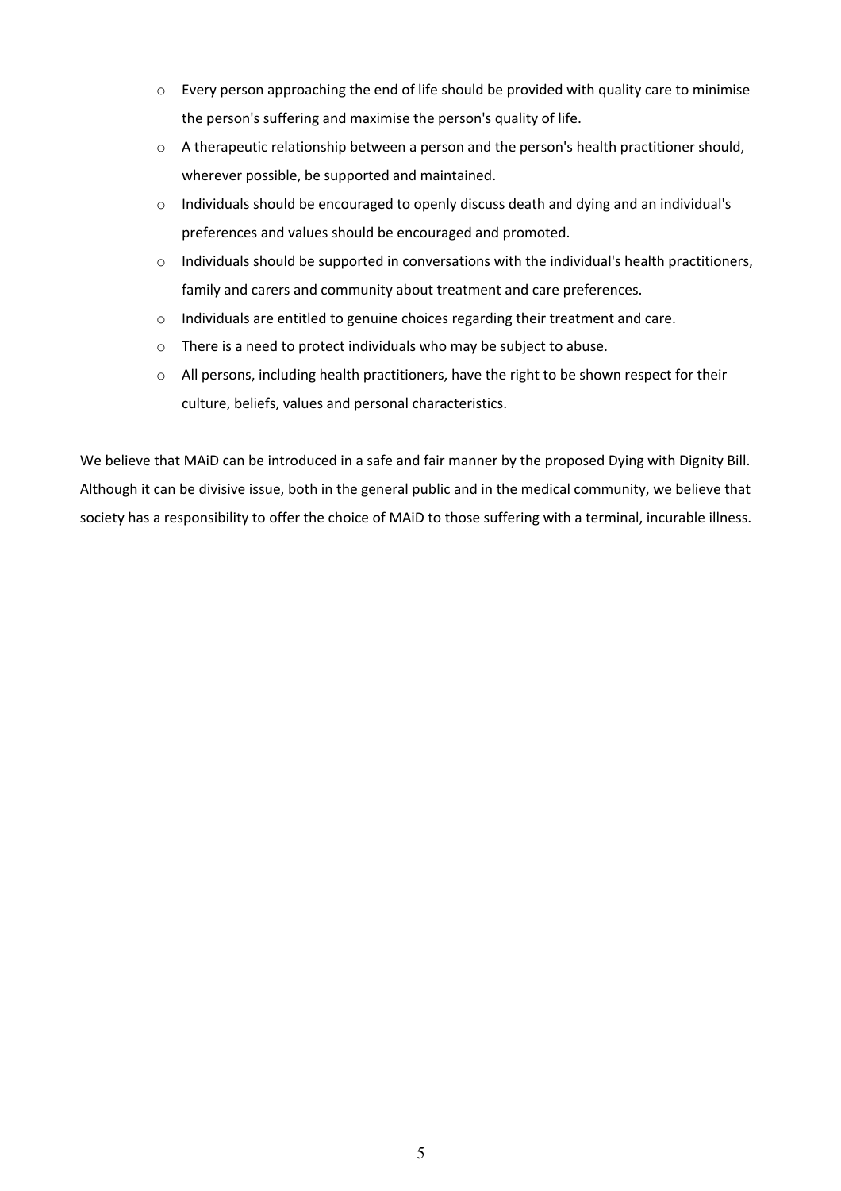- Every person approaching the end of life should be provided with quality care to minimise the person's suffering and maximise the person's quality of life.
- A therapeutic relationship between a person and the person's health practitioner should, wherever possible, be supported and maintained.
- Individuals should be encouraged to openly discuss death and dying and an individual's preferences and values should be encouraged and promoted.
- Individuals should be supported in conversations with the individual's health practitioners, family and carers and community about treatment and care preferences.
- Individuals are entitled to genuine choices regarding their treatment and care.
- There is a need to protect individuals who may be subject to abuse.
- All persons, including health practitioners, have the right to be shown respect for their culture, beliefs, values and personal characteristics.

We believe that MAiD can be introduced in a safe and fair manner by the proposed Dying with Dignity Bill. Although it can be divisive issue, both in the general public and in the medical community, we believe that society has a responsibility to offer the choice of MAiD to those suffering with a terminal, incurable illness.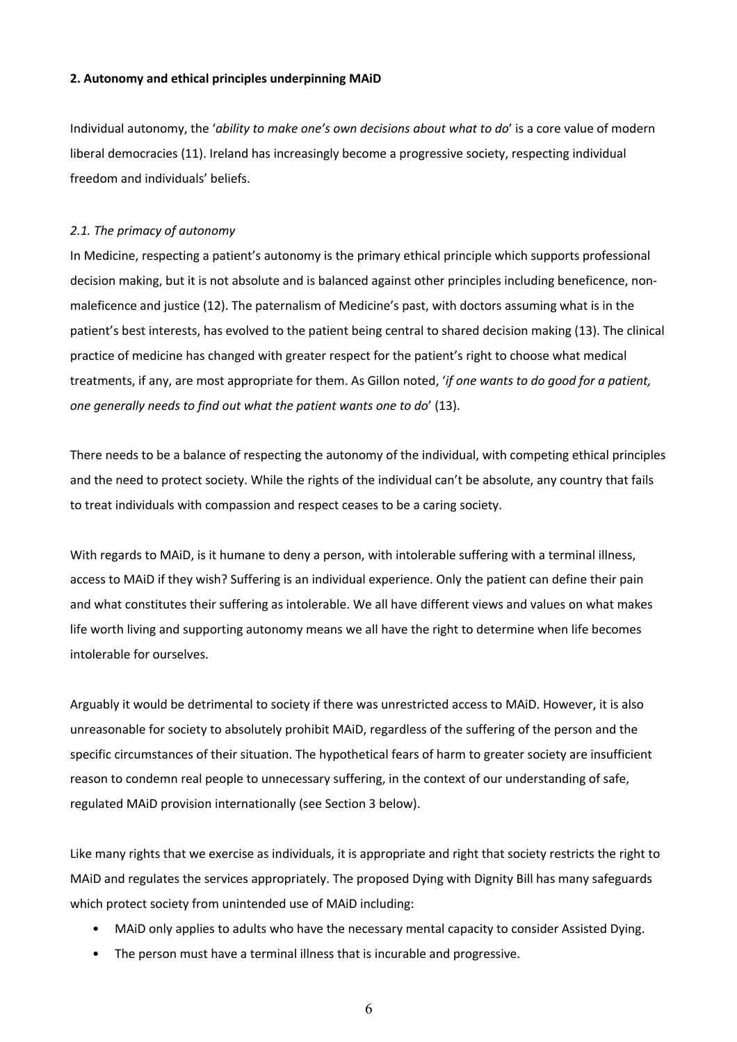## 2. Autonomy and ethical principles underpinning MAiD

Individual autonomy, the '*ability to make one's own decisions about what to do*' is a core value of modern liberal democracies (11). Ireland has increasingly become a progressive society, respecting individual freedom and individuals' beliefs.

### *2.1. The primacy of autonomy*

In Medicine, respecting a patient's autonomy is the primary ethical principle which supports professional decision making, but it is not absolute and is balanced against other principles including beneficence, non-maleficence and justice (12). The paternalism of Medicine's past, with doctors assuming what is in the patient's best interests, has evolved to the patient being central to shared decision making (13). The clinical practice of medicine has changed with greater respect for the patient's right to choose what medical treatments, if any, are most appropriate for them. As Gillon noted, '*if one wants to do good for a patient, one generally needs to find out what the patient wants one to do*' (13).

There needs to be a balance of respecting the autonomy of the individual, with competing ethical principles and the need to protect society. While the rights of the individual can't be absolute, any country that fails to treat individuals with compassion and respect ceases to be a caring society.

With regards to MAiD, is it humane to deny a person, with intolerable suffering with a terminal illness, access to MAiD if they wish? Suffering is an individual experience. Only the patient can define their pain and what constitutes their suffering as intolerable. We all have different views and values on what makes life worth living and supporting autonomy means we all have the right to determine when life becomes intolerable for ourselves.

Arguably it would be detrimental to society if there was unrestricted access to MAiD. However, it is also unreasonable for society to absolutely prohibit MAiD, regardless of the suffering of the person and the specific circumstances of their situation. The hypothetical fears of harm to greater society are insufficient reason to condemn real people to unnecessary suffering, in the context of our understanding of safe, regulated MAiD provision internationally (see Section 3 below).

Like many rights that we exercise as individuals, it is appropriate and right that society restricts the right to MAiD and regulates the services appropriately. The proposed Dying with Dignity Bill has many safeguards which protect society from unintended use of MAiD including:

- MAiD only applies to adults who have the necessary mental capacity to consider Assisted Dying.
- The person must have a terminal illness that is incurable and progressive.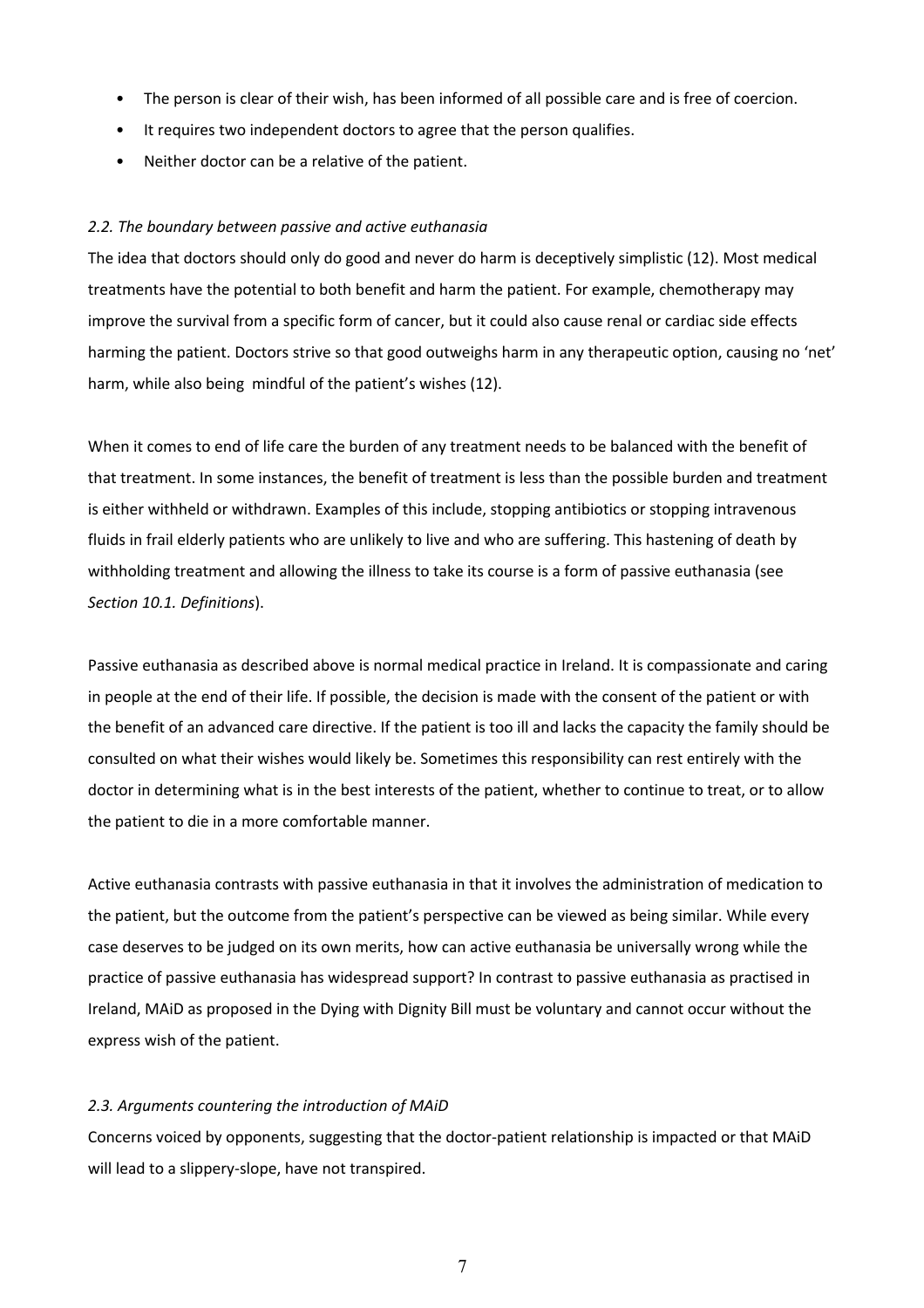- The person is clear of their wish, has been informed of all possible care and is free of coercion.
- It requires two independent doctors to agree that the person qualifies.
- Neither doctor can be a relative of the patient.

### *2.2. The boundary between passive and active euthanasia*

The idea that doctors should only do good and never do harm is deceptively simplistic (12). Most medical treatments have the potential to both benefit and harm the patient. For example, chemotherapy may improve the survival from a specific form of cancer, but it could also cause renal or cardiac side effects harming the patient. Doctors strive so that good outweighs harm in any therapeutic option, causing no 'net' harm, while also being mindful of the patient's wishes (12).

When it comes to end of life care the burden of any treatment needs to be balanced with the benefit of that treatment. In some instances, the benefit of treatment is less than the possible burden and treatment is either withheld or withdrawn. Examples of this include, stopping antibiotics or stopping intravenous fluids in frail elderly patients who are unlikely to live and who are suffering. This hastening of death by withholding treatment and allowing the illness to take its course is a form of passive euthanasia (see *Section 10.1. Definitions*).

Passive euthanasia as described above is normal medical practice in Ireland. It is compassionate and caring in people at the end of their life. If possible, the decision is made with the consent of the patient or with the benefit of an advanced care directive. If the patient is too ill and lacks the capacity the family should be consulted on what their wishes would likely be. Sometimes this responsibility can rest entirely with the doctor in determining what is in the best interests of the patient, whether to continue to treat, or to allow the patient to die in a more comfortable manner.

Active euthanasia contrasts with passive euthanasia in that it involves the administration of medication to the patient, but the outcome from the patient's perspective can be viewed as being similar. While every case deserves to be judged on its own merits, how can active euthanasia be universally wrong while the practice of passive euthanasia has widespread support? In contrast to passive euthanasia as practised in Ireland, MAiD as proposed in the Dying with Dignity Bill must be voluntary and cannot occur without the express wish of the patient.

### *2.3. Arguments countering the introduction of MAiD*

Concerns voiced by opponents, suggesting that the doctor-patient relationship is impacted or that MAiD will lead to a slippery-slope, have not transpired.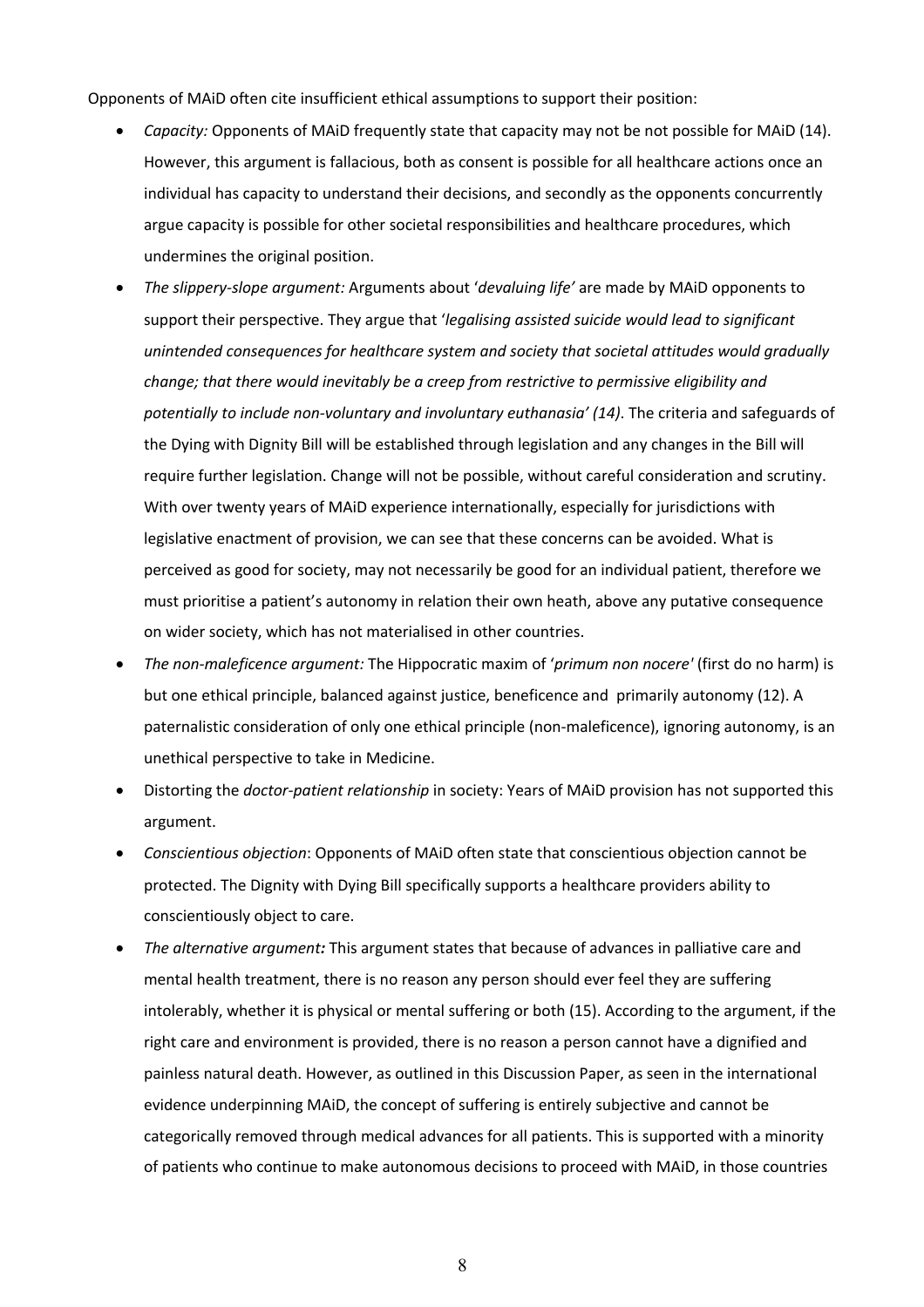Opponents of MAiD often cite insufficient ethical assumptions to support their position:

- *Capacity:* Opponents of MAiD frequently state that capacity may not be not possible for MAiD (14). However, this argument is fallacious, both as consent is possible for all healthcare actions once an individual has capacity to understand their decisions, and secondly as the opponents concurrently argue capacity is possible for other societal responsibilities and healthcare procedures, which undermines the original position.
- *The slippery-slope argument:* Arguments about '*devaluing life'* are made by MAiD opponents to support their perspective. They argue that '*legalising assisted suicide would lead to significant unintended consequences for healthcare system and society that societal attitudes would gradually change; that there would inevitably be a creep from restrictive to permissive eligibility and potentially to include non-voluntary and involuntary euthanasia' (14)*. The criteria and safeguards of the Dying with Dignity Bill will be established through legislation and any changes in the Bill will require further legislation. Change will not be possible, without careful consideration and scrutiny. With over twenty years of MAiD experience internationally, especially for jurisdictions with legislative enactment of provision, we can see that these concerns can be avoided. What is perceived as good for society, may not necessarily be good for an individual patient, therefore we must prioritise a patient's autonomy in relation their own heath, above any putative consequence on wider society, which has not materialised in other countries.
- *The non-maleficence argument:* The Hippocratic maxim of '*primum non nocere'* (first do no harm) is but one ethical principle, balanced against justice, beneficence and primarily autonomy (12). A paternalistic consideration of only one ethical principle (non-maleficence), ignoring autonomy, is an unethical perspective to take in Medicine.
- Distorting the *doctor-patient relationship* in society: Years of MAiD provision has not supported this argument.
- *Conscientious objection*: Opponents of MAiD often state that conscientious objection cannot be protected. The Dignity with Dying Bill specifically supports a healthcare providers ability to conscientiously object to care.
- *The alternative argument:* This argument states that because of advances in palliative care and mental health treatment, there is no reason any person should ever feel they are suffering intolerably, whether it is physical or mental suffering or both (15). According to the argument, if the right care and environment is provided, there is no reason a person cannot have a dignified and painless natural death. However, as outlined in this Discussion Paper, as seen in the international evidence underpinning MAiD, the concept of suffering is entirely subjective and cannot be categorically removed through medical advances for all patients. This is supported with a minority of patients who continue to make autonomous decisions to proceed with MAiD, in those countries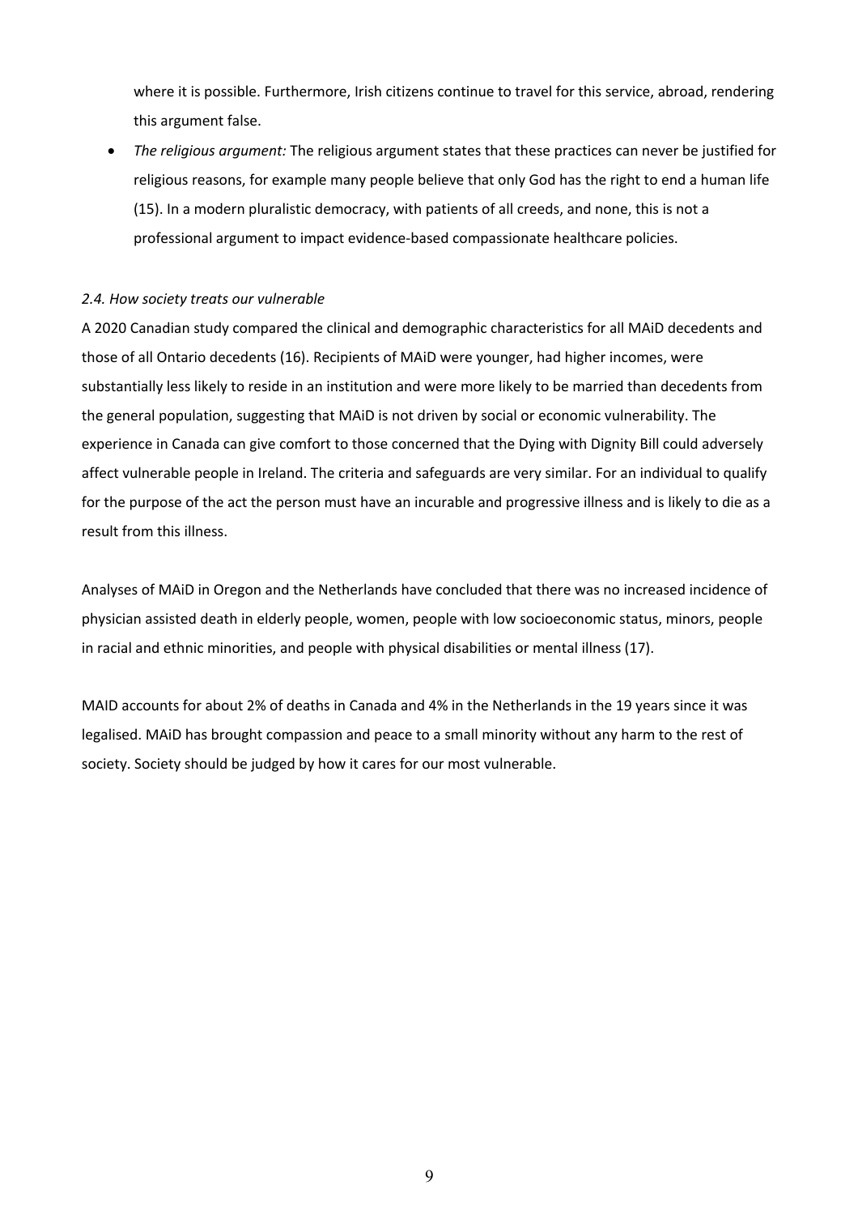where it is possible. Furthermore, Irish citizens continue to travel for this service, abroad, rendering this argument false.

- *The religious argument:* The religious argument states that these practices can never be justified for religious reasons, for example many people believe that only God has the right to end a human life (15). In a modern pluralistic democracy, with patients of all creeds, and none, this is not a professional argument to impact evidence-based compassionate healthcare policies.

*2.4. How society treats our vulnerable*

A 2020 Canadian study compared the clinical and demographic characteristics for all MAiD decedents and those of all Ontario decedents (16). Recipients of MAiD were younger, had higher incomes, were substantially less likely to reside in an institution and were more likely to be married than decedents from the general population, suggesting that MAiD is not driven by social or economic vulnerability. The experience in Canada can give comfort to those concerned that the Dying with Dignity Bill could adversely affect vulnerable people in Ireland. The criteria and safeguards are very similar. For an individual to qualify for the purpose of the act the person must have an incurable and progressive illness and is likely to die as a result from this illness.

Analyses of MAiD in Oregon and the Netherlands have concluded that there was no increased incidence of physician assisted death in elderly people, women, people with low socioeconomic status, minors, people in racial and ethnic minorities, and people with physical disabilities or mental illness (17).

MAID accounts for about 2% of deaths in Canada and 4% in the Netherlands in the 19 years since it was legalised. MAiD has brought compassion and peace to a small minority without any harm to the rest of society. Society should be judged by how it cares for our most vulnerable.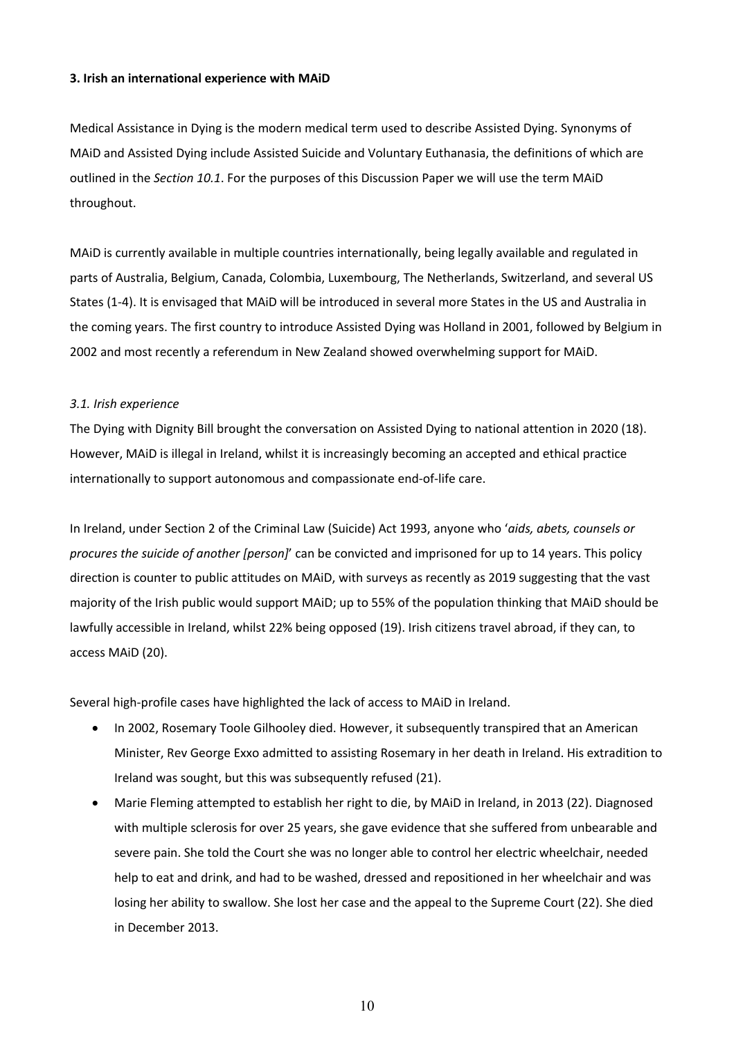### 3. Irish an international experience with MAiD

Medical Assistance in Dying is the modern medical term used to describe Assisted Dying. Synonyms of MAiD and Assisted Dying include Assisted Suicide and Voluntary Euthanasia, the definitions of which are outlined in the *Section 10.1*. For the purposes of this Discussion Paper we will use the term MAiD throughout.

MAiD is currently available in multiple countries internationally, being legally available and regulated in parts of Australia, Belgium, Canada, Colombia, Luxembourg, The Netherlands, Switzerland, and several US States (1-4). It is envisaged that MAiD will be introduced in several more States in the US and Australia in the coming years. The first country to introduce Assisted Dying was Holland in 2001, followed by Belgium in 2002 and most recently a referendum in New Zealand showed overwhelming support for MAiD.

#### *3.1. Irish experience*

The Dying with Dignity Bill brought the conversation on Assisted Dying to national attention in 2020 (18). However, MAiD is illegal in Ireland, whilst it is increasingly becoming an accepted and ethical practice internationally to support autonomous and compassionate end-of-life care.

In Ireland, under Section 2 of the Criminal Law (Suicide) Act 1993, anyone who '*aids, abets, counsels or procures the suicide of another [person]*' can be convicted and imprisoned for up to 14 years. This policy direction is counter to public attitudes on MAiD, with surveys as recently as 2019 suggesting that the vast majority of the Irish public would support MAiD; up to 55% of the population thinking that MAiD should be lawfully accessible in Ireland, whilst 22% being opposed (19). Irish citizens travel abroad, if they can, to access MAiD (20).

Several high-profile cases have highlighted the lack of access to MAiD in Ireland.

- In 2002, Rosemary Toole Gilhooley died. However, it subsequently transpired that an American Minister, Rev George Exxo admitted to assisting Rosemary in her death in Ireland. His extradition to Ireland was sought, but this was subsequently refused (21).
- Marie Fleming attempted to establish her right to die, by MAiD in Ireland, in 2013 (22). Diagnosed with multiple sclerosis for over 25 years, she gave evidence that she suffered from unbearable and severe pain. She told the Court she was no longer able to control her electric wheelchair, needed help to eat and drink, and had to be washed, dressed and repositioned in her wheelchair and was losing her ability to swallow. She lost her case and the appeal to the Supreme Court (22). She died in December 2013.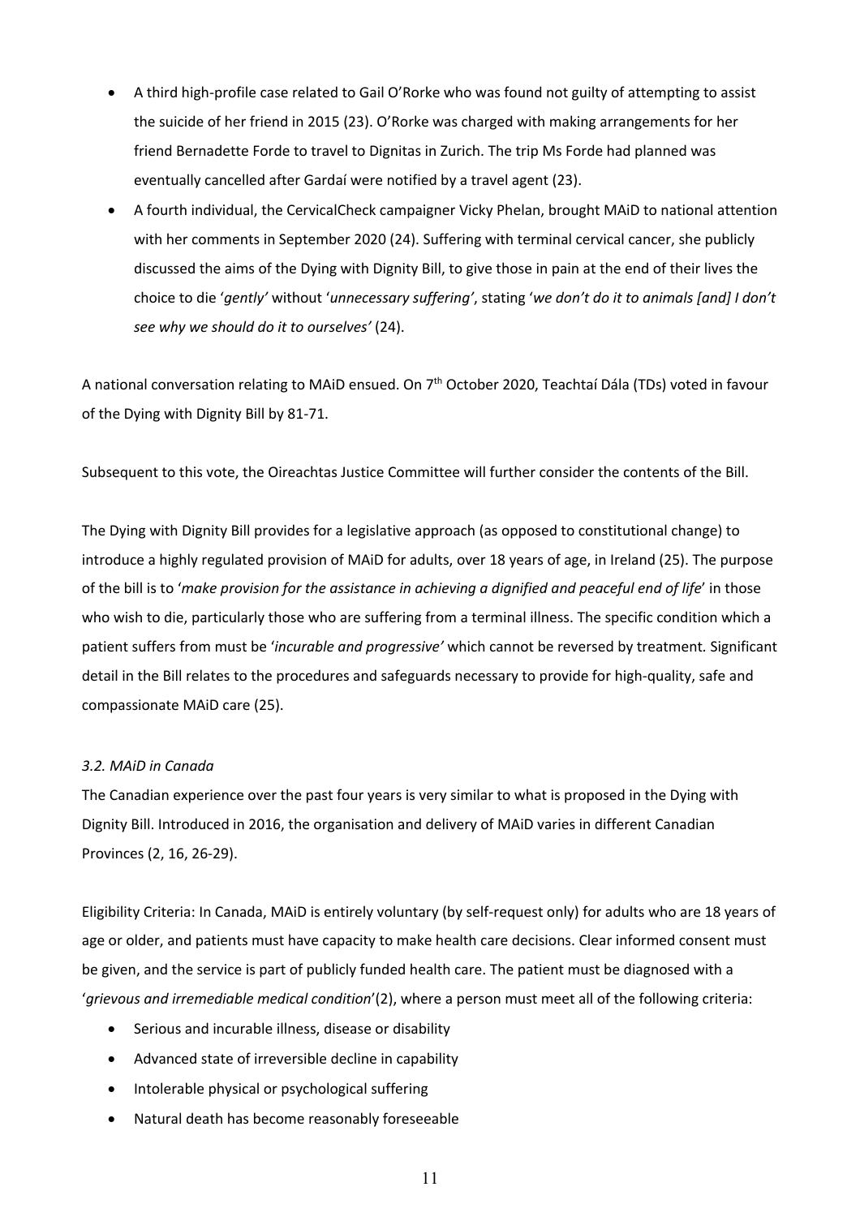- A third high-profile case related to Gail O'Rorke who was found not guilty of attempting to assist the suicide of her friend in 2015 (23). O'Rorke was charged with making arrangements for her friend Bernadette Forde to travel to Dignitas in Zurich. The trip Ms Forde had planned was eventually cancelled after Gardaí were notified by a travel agent (23).
- A fourth individual, the CervicalCheck campaigner Vicky Phelan, brought MAiD to national attention with her comments in September 2020 (24). Suffering with terminal cervical cancer, she publicly discussed the aims of the Dying with Dignity Bill, to give those in pain at the end of their lives the choice to die '*gently'* without '*unnecessary suffering'*, stating '*we don't do it to animals [and] I don't see why we should do it to ourselves'* (24).

A national conversation relating to MAiD ensued. On 7th October 2020, Teachtaí Dála (TDs) voted in favour of the Dying with Dignity Bill by 81-71.

Subsequent to this vote, the Oireachtas Justice Committee will further consider the contents of the Bill.

The Dying with Dignity Bill provides for a legislative approach (as opposed to constitutional change) to introduce a highly regulated provision of MAiD for adults, over 18 years of age, in Ireland (25). The purpose of the bill is to '*make provision for the assistance in achieving a dignified and peaceful end of life*' in those who wish to die, particularly those who are suffering from a terminal illness. The specific condition which a patient suffers from must be '*incurable and progressive'* which cannot be reversed by treatment. Significant detail in the Bill relates to the procedures and safeguards necessary to provide for high-quality, safe and compassionate MAiD care (25).

### *3.2. MAiD in Canada*

The Canadian experience over the past four years is very similar to what is proposed in the Dying with Dignity Bill. Introduced in 2016, the organisation and delivery of MAiD varies in different Canadian Provinces (2, 16, 26-29).

Eligibility Criteria: In Canada, MAiD is entirely voluntary (by self-request only) for adults who are 18 years of age or older, and patients must have capacity to make health care decisions. Clear informed consent must be given, and the service is part of publicly funded health care. The patient must be diagnosed with a '*grievous and irremediable medical condition*'(2), where a person must meet all of the following criteria:

- Serious and incurable illness, disease or disability
- Advanced state of irreversible decline in capability
- Intolerable physical or psychological suffering
- Natural death has become reasonably foreseeable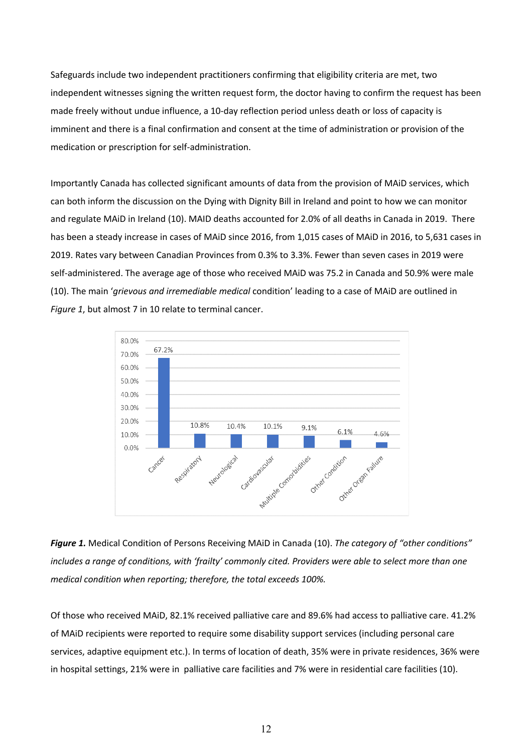Safeguards include two independent practitioners confirming that eligibility criteria are met, two independent witnesses signing the written request form, the doctor having to confirm the request has been made freely without undue influence, a 10-day reflection period unless death or loss of capacity is imminent and there is a final confirmation and consent at the time of administration or provision of the medication or prescription for self-administration.

Importantly Canada has collected significant amounts of data from the provision of MAiD services, which can both inform the discussion on the Dying with Dignity Bill in Ireland and point to how we can monitor and regulate MAiD in Ireland (10). MAID deaths accounted for 2.0% of all deaths in Canada in 2019. There has been a steady increase in cases of MAiD since 2016, from 1,015 cases of MAiD in 2016, to 5,631 cases in 2019. Rates vary between Canadian Provinces from 0.3% to 3.3%. Fewer than seven cases in 2019 were self-administered. The average age of those who received MAiD was 75.2 in Canada and 50.9% were male (10). The main '*grievous and irremediable medical* condition' leading to a case of MAiD are outlined in *Figure 1*, but almost 7 in 10 relate to terminal cancer.

| Condition | Percentage |
|---|---|
| Cancer | 67.2% |
| Respiratory | 10.8% |
| Neurological | 10.4% |
| Cardiovascular | 10.1% |
| Multiple Comorbidities | 9.1% |
| Other Condition | 6.1% |
| Other Organ Failure | 4.6% |

***Figure 1.*** Medical Condition of Persons Receiving MAiD in Canada (10). *The category of "other conditions" includes a range of conditions, with 'frailty' commonly cited. Providers were able to select more than one medical condition when reporting; therefore, the total exceeds 100%.*

Of those who received MAiD, 82.1% received palliative care and 89.6% had access to palliative care. 41.2% of MAiD recipients were reported to require some disability support services (including personal care services, adaptive equipment etc.). In terms of location of death, 35% were in private residences, 36% were in hospital settings, 21% were in palliative care facilities and 7% were in residential care facilities (10).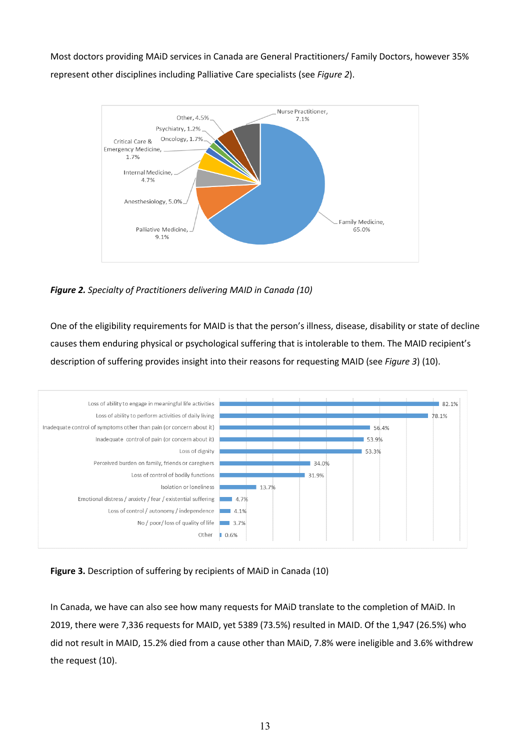Most doctors providing MAiD services in Canada are General Practitioners/ Family Doctors, however 35% represent other disciplines including Palliative Care specialists (see *Figure 2*).

***Figure 2.*** *Specialty of Practitioners delivering MAID in Canada (10)*

One of the eligibility requirements for MAID is that the person's illness, disease, disability or state of decline causes them enduring physical or psychological suffering that is intolerable to them. The MAID recipient's description of suffering provides insight into their reasons for requesting MAID (see *Figure 3*) (10).

**Figure 3.** Description of suffering by recipients of MAiD in Canada (10)

In Canada, we have can also see how many requests for MAiD translate to the completion of MAiD. In 2019, there were 7,336 requests for MAID, yet 5389 (73.5%) resulted in MAID. Of the 1,947 (26.5%) who did not result in MAID, 15.2% died from a cause other than MAiD, 7.8% were ineligible and 3.6% withdrew the request (10).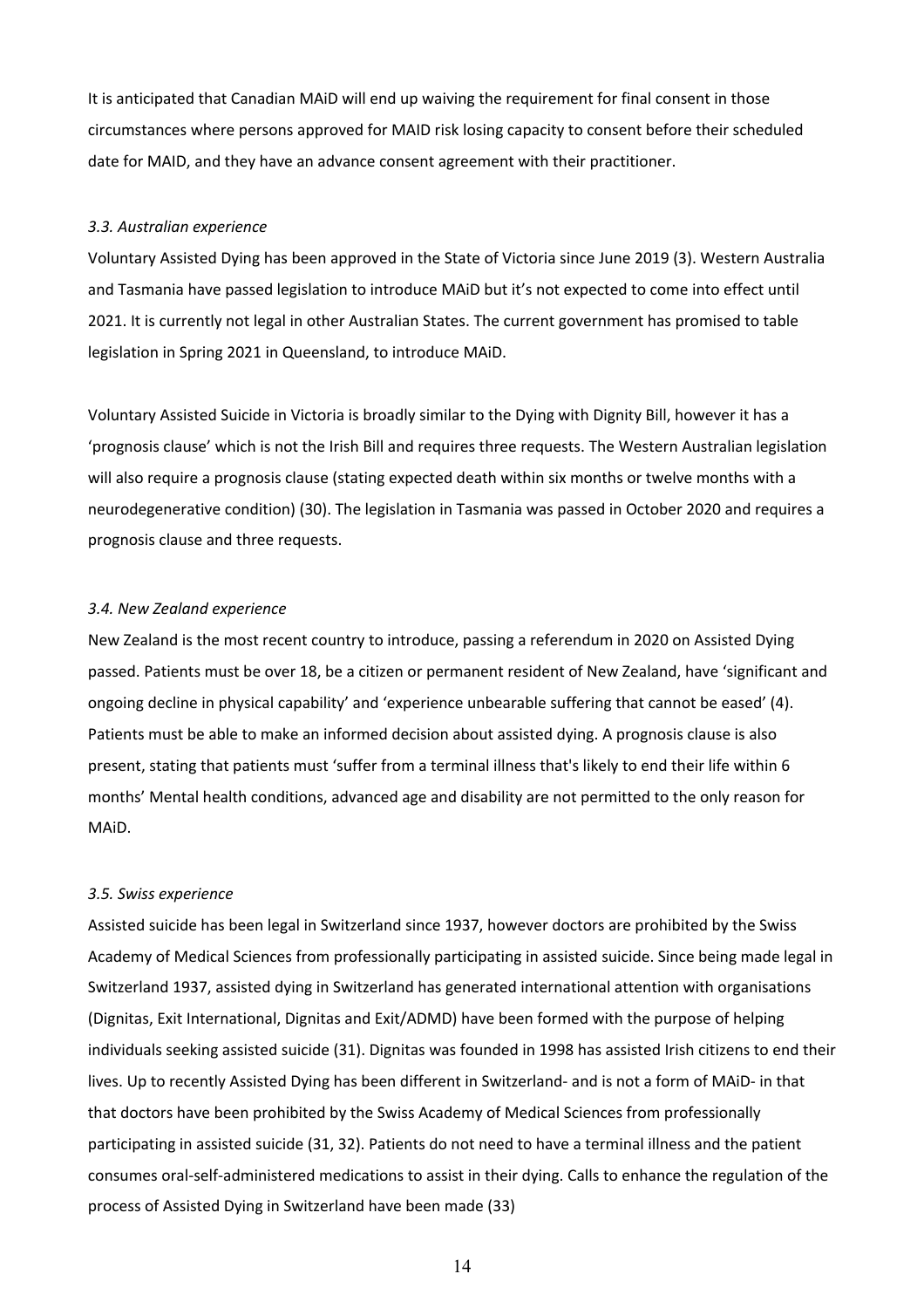It is anticipated that Canadian MAiD will end up waiving the requirement for final consent in those circumstances where persons approved for MAID risk losing capacity to consent before their scheduled date for MAID, and they have an advance consent agreement with their practitioner.

### *3.3. Australian experience*

Voluntary Assisted Dying has been approved in the State of Victoria since June 2019 (3). Western Australia and Tasmania have passed legislation to introduce MAiD but it's not expected to come into effect until 2021. It is currently not legal in other Australian States. The current government has promised to table legislation in Spring 2021 in Queensland, to introduce MAiD.

Voluntary Assisted Suicide in Victoria is broadly similar to the Dying with Dignity Bill, however it has a 'prognosis clause' which is not the Irish Bill and requires three requests. The Western Australian legislation will also require a prognosis clause (stating expected death within six months or twelve months with a neurodegenerative condition) (30). The legislation in Tasmania was passed in October 2020 and requires a prognosis clause and three requests.

### *3.4. New Zealand experience*

New Zealand is the most recent country to introduce, passing a referendum in 2020 on Assisted Dying passed. Patients must be over 18, be a citizen or permanent resident of New Zealand, have 'significant and ongoing decline in physical capability' and 'experience unbearable suffering that cannot be eased' (4). Patients must be able to make an informed decision about assisted dying. A prognosis clause is also present, stating that patients must 'suffer from a terminal illness that's likely to end their life within 6 months' Mental health conditions, advanced age and disability are not permitted to the only reason for MAiD.

### *3.5. Swiss experience*

Assisted suicide has been legal in Switzerland since 1937, however doctors are prohibited by the Swiss Academy of Medical Sciences from professionally participating in assisted suicide. Since being made legal in Switzerland 1937, assisted dying in Switzerland has generated international attention with organisations (Dignitas, Exit International, Dignitas and Exit/ADMD) have been formed with the purpose of helping individuals seeking assisted suicide (31). Dignitas was founded in 1998 has assisted Irish citizens to end their lives. Up to recently Assisted Dying has been different in Switzerland- and is not a form of MAiD- in that that doctors have been prohibited by the Swiss Academy of Medical Sciences from professionally participating in assisted suicide (31, 32). Patients do not need to have a terminal illness and the patient consumes oral-self-administered medications to assist in their dying. Calls to enhance the regulation of the process of Assisted Dying in Switzerland have been made (33)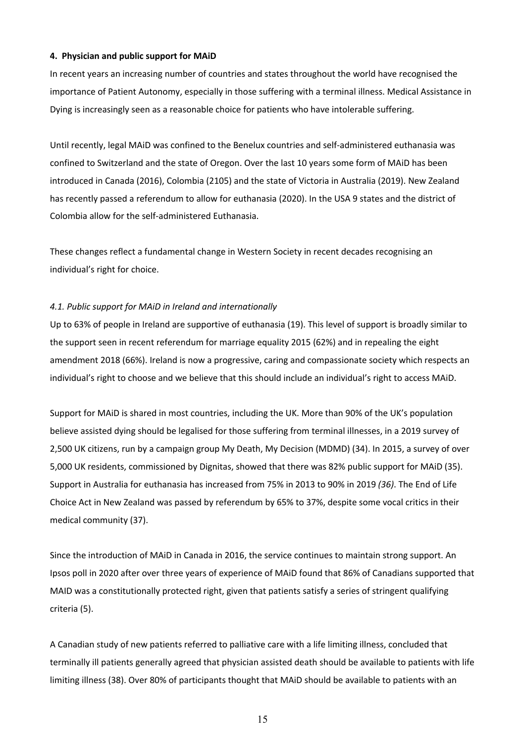## 4. Physician and public support for MAiD

In recent years an increasing number of countries and states throughout the world have recognised the importance of Patient Autonomy, especially in those suffering with a terminal illness. Medical Assistance in Dying is increasingly seen as a reasonable choice for patients who have intolerable suffering.

Until recently, legal MAiD was confined to the Benelux countries and self-administered euthanasia was confined to Switzerland and the state of Oregon. Over the last 10 years some form of MAiD has been introduced in Canada (2016), Colombia (2105) and the state of Victoria in Australia (2019). New Zealand has recently passed a referendum to allow for euthanasia (2020). In the USA 9 states and the district of Colombia allow for the self-administered Euthanasia.

These changes reflect a fundamental change in Western Society in recent decades recognising an individual's right for choice.

### *4.1. Public support for MAiD in Ireland and internationally*

Up to 63% of people in Ireland are supportive of euthanasia (19). This level of support is broadly similar to the support seen in recent referendum for marriage equality 2015 (62%) and in repealing the eight amendment 2018 (66%). Ireland is now a progressive, caring and compassionate society which respects an individual's right to choose and we believe that this should include an individual's right to access MAiD.

Support for MAiD is shared in most countries, including the UK. More than 90% of the UK's population believe assisted dying should be legalised for those suffering from terminal illnesses, in a 2019 survey of 2,500 UK citizens, run by a campaign group My Death, My Decision (MDMD) (34). In 2015, a survey of over 5,000 UK residents, commissioned by Dignitas, showed that there was 82% public support for MAiD (35). Support in Australia for euthanasia has increased from 75% in 2013 to 90% in 2019 *(36)*. The End of Life Choice Act in New Zealand was passed by referendum by 65% to 37%, despite some vocal critics in their medical community (37).

Since the introduction of MAiD in Canada in 2016, the service continues to maintain strong support. An Ipsos poll in 2020 after over three years of experience of MAiD found that 86% of Canadians supported that MAID was a constitutionally protected right, given that patients satisfy a series of stringent qualifying criteria (5).

A Canadian study of new patients referred to palliative care with a life limiting illness, concluded that terminally ill patients generally agreed that physician assisted death should be available to patients with life limiting illness (38). Over 80% of participants thought that MAiD should be available to patients with an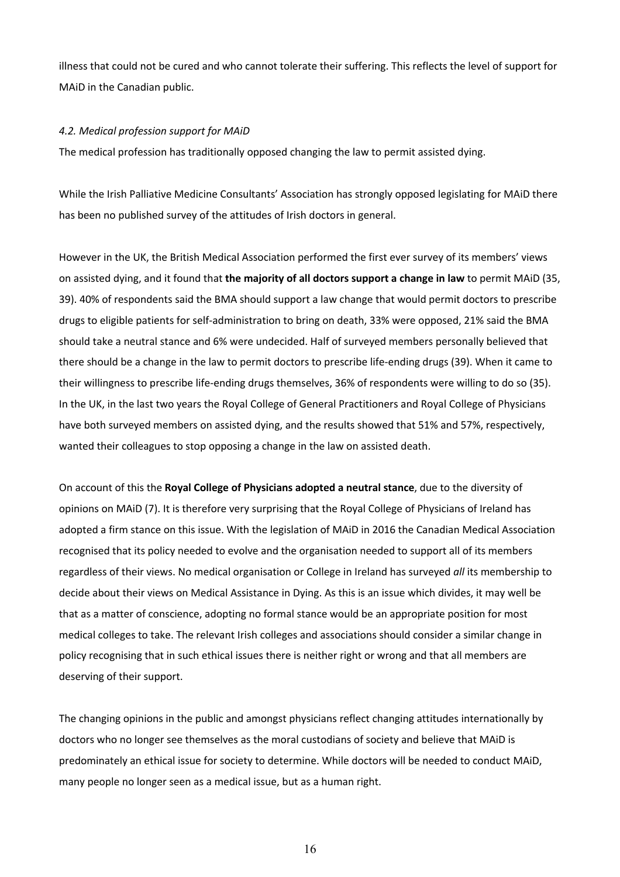illness that could not be cured and who cannot tolerate their suffering. This reflects the level of support for MAiD in the Canadian public.

### *4.2. Medical profession support for MAiD*

The medical profession has traditionally opposed changing the law to permit assisted dying.

While the Irish Palliative Medicine Consultants' Association has strongly opposed legislating for MAiD there has been no published survey of the attitudes of Irish doctors in general.

However in the UK, the British Medical Association performed the first ever survey of its members' views on assisted dying, and it found that **the majority of all doctors support a change in law** to permit MAiD (35, 39). 40% of respondents said the BMA should support a law change that would permit doctors to prescribe drugs to eligible patients for self-administration to bring on death, 33% were opposed, 21% said the BMA should take a neutral stance and 6% were undecided. Half of surveyed members personally believed that there should be a change in the law to permit doctors to prescribe life-ending drugs (39). When it came to their willingness to prescribe life-ending drugs themselves, 36% of respondents were willing to do so (35). In the UK, in the last two years the Royal College of General Practitioners and Royal College of Physicians have both surveyed members on assisted dying, and the results showed that 51% and 57%, respectively, wanted their colleagues to stop opposing a change in the law on assisted death.

On account of this the **Royal College of Physicians adopted a neutral stance**, due to the diversity of opinions on MAiD (7). It is therefore very surprising that the Royal College of Physicians of Ireland has adopted a firm stance on this issue. With the legislation of MAiD in 2016 the Canadian Medical Association recognised that its policy needed to evolve and the organisation needed to support all of its members regardless of their views. No medical organisation or College in Ireland has surveyed *all* its membership to decide about their views on Medical Assistance in Dying. As this is an issue which divides, it may well be that as a matter of conscience, adopting no formal stance would be an appropriate position for most medical colleges to take. The relevant Irish colleges and associations should consider a similar change in policy recognising that in such ethical issues there is neither right or wrong and that all members are deserving of their support.

The changing opinions in the public and amongst physicians reflect changing attitudes internationally by doctors who no longer see themselves as the moral custodians of society and believe that MAiD is predominately an ethical issue for society to determine. While doctors will be needed to conduct MAiD, many people no longer seen as a medical issue, but as a human right.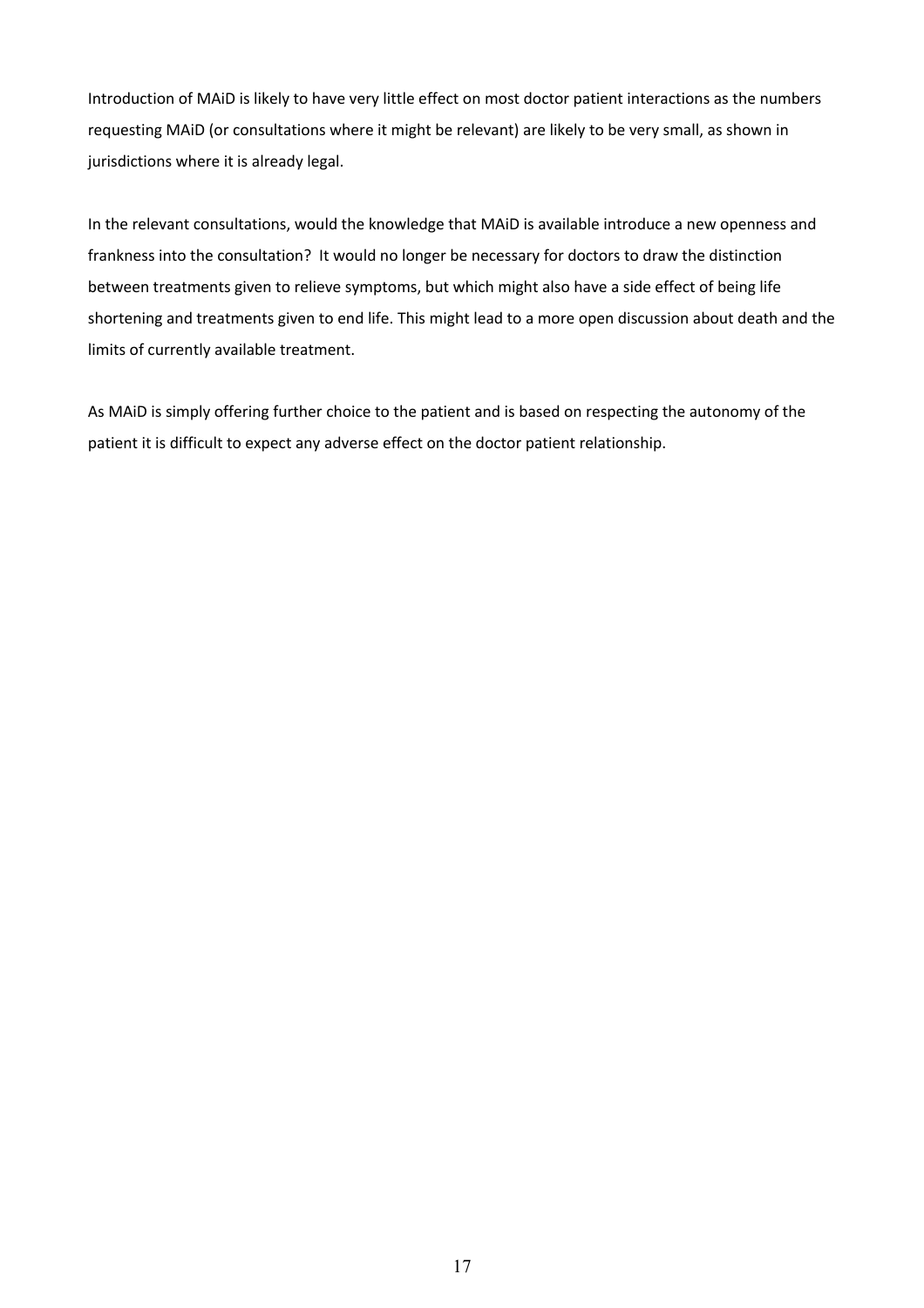Introduction of MAiD is likely to have very little effect on most doctor patient interactions as the numbers requesting MAiD (or consultations where it might be relevant) are likely to be very small, as shown in jurisdictions where it is already legal.

In the relevant consultations, would the knowledge that MAiD is available introduce a new openness and frankness into the consultation? It would no longer be necessary for doctors to draw the distinction between treatments given to relieve symptoms, but which might also have a side effect of being life shortening and treatments given to end life. This might lead to a more open discussion about death and the limits of currently available treatment.

As MAiD is simply offering further choice to the patient and is based on respecting the autonomy of the patient it is difficult to expect any adverse effect on the doctor patient relationship.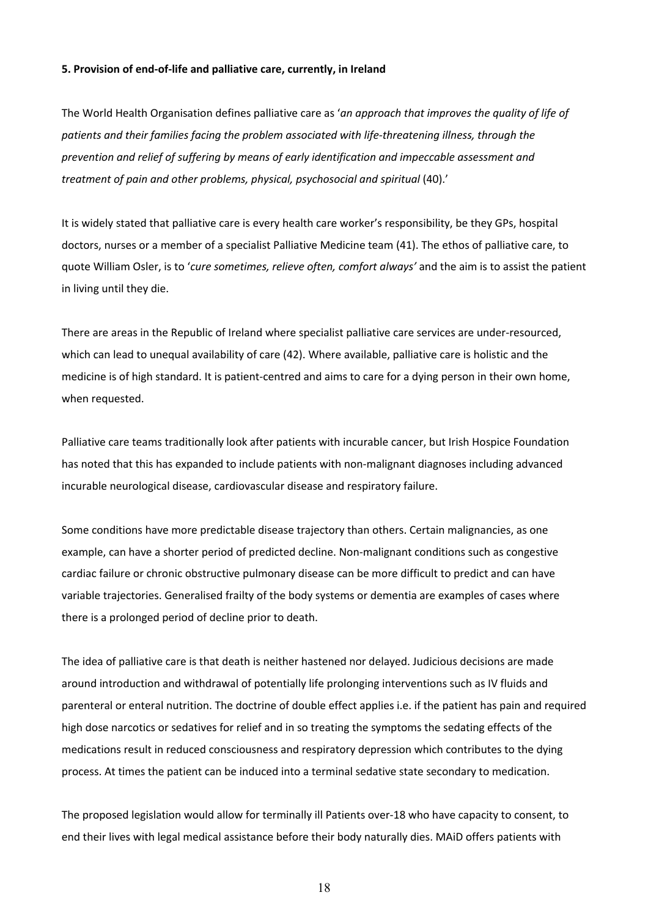**5. Provision of end-of-life and palliative care, currently, in Ireland**

The World Health Organisation defines palliative care as '*an approach that improves the quality of life of patients and their families facing the problem associated with life-threatening illness, through the prevention and relief of suffering by means of early identification and impeccable assessment and treatment of pain and other problems, physical, psychosocial and spiritual* (40).'

It is widely stated that palliative care is every health care worker's responsibility, be they GPs, hospital doctors, nurses or a member of a specialist Palliative Medicine team (41). The ethos of palliative care, to quote William Osler, is to '*cure sometimes, relieve often, comfort always'* and the aim is to assist the patient in living until they die.

There are areas in the Republic of Ireland where specialist palliative care services are under-resourced, which can lead to unequal availability of care (42). Where available, palliative care is holistic and the medicine is of high standard. It is patient-centred and aims to care for a dying person in their own home, when requested.

Palliative care teams traditionally look after patients with incurable cancer, but Irish Hospice Foundation has noted that this has expanded to include patients with non-malignant diagnoses including advanced incurable neurological disease, cardiovascular disease and respiratory failure.

Some conditions have more predictable disease trajectory than others. Certain malignancies, as one example, can have a shorter period of predicted decline. Non-malignant conditions such as congestive cardiac failure or chronic obstructive pulmonary disease can be more difficult to predict and can have variable trajectories. Generalised frailty of the body systems or dementia are examples of cases where there is a prolonged period of decline prior to death.

The idea of palliative care is that death is neither hastened nor delayed. Judicious decisions are made around introduction and withdrawal of potentially life prolonging interventions such as IV fluids and parenteral or enteral nutrition. The doctrine of double effect applies i.e. if the patient has pain and required high dose narcotics or sedatives for relief and in so treating the symptoms the sedating effects of the medications result in reduced consciousness and respiratory depression which contributes to the dying process. At times the patient can be induced into a terminal sedative state secondary to medication.

The proposed legislation would allow for terminally ill Patients over-18 who have capacity to consent, to end their lives with legal medical assistance before their body naturally dies. MAiD offers patients with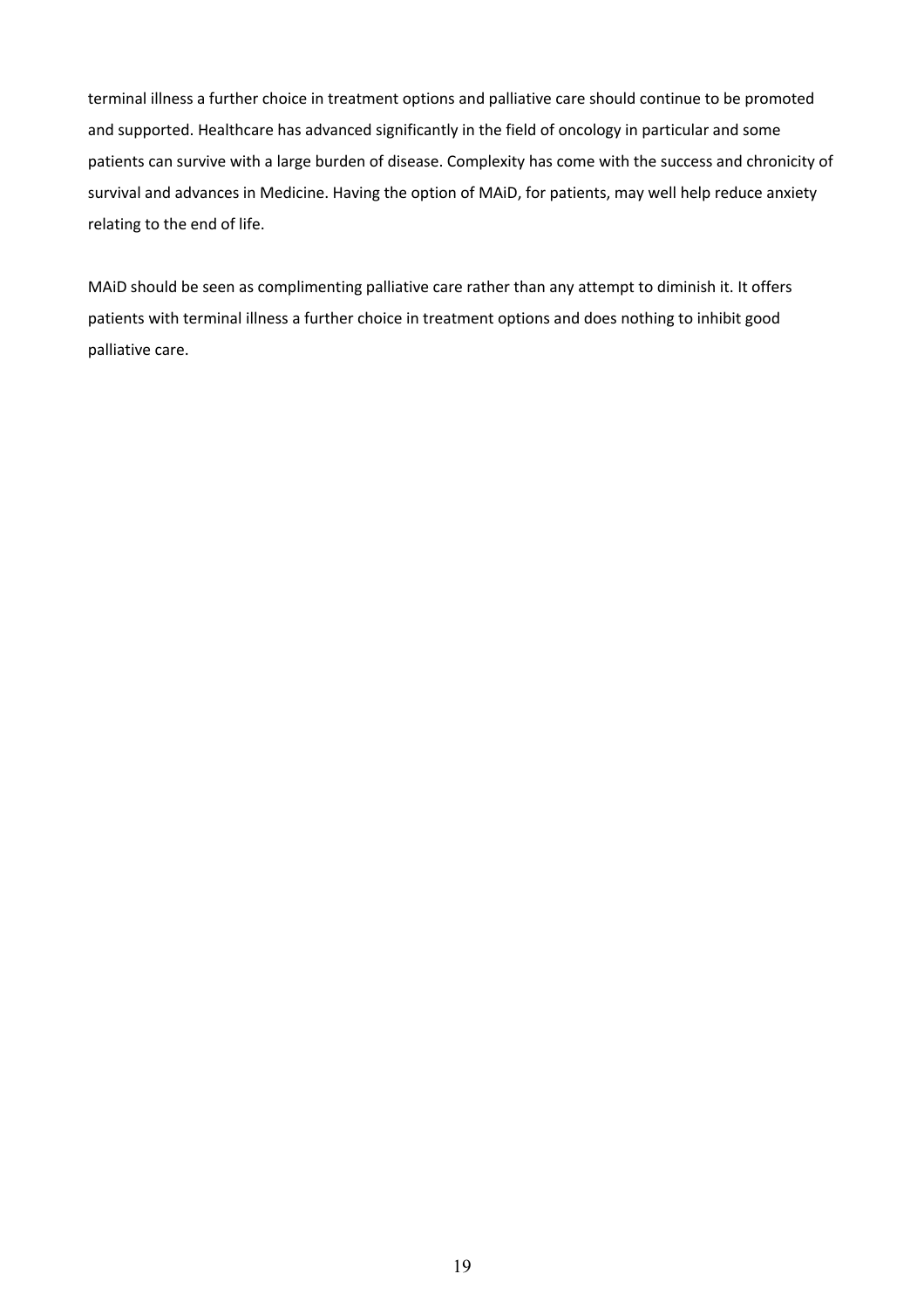terminal illness a further choice in treatment options and palliative care should continue to be promoted and supported. Healthcare has advanced significantly in the field of oncology in particular and some patients can survive with a large burden of disease. Complexity has come with the success and chronicity of survival and advances in Medicine. Having the option of MAiD, for patients, may well help reduce anxiety relating to the end of life.

MAiD should be seen as complimenting palliative care rather than any attempt to diminish it. It offers patients with terminal illness a further choice in treatment options and does nothing to inhibit good palliative care.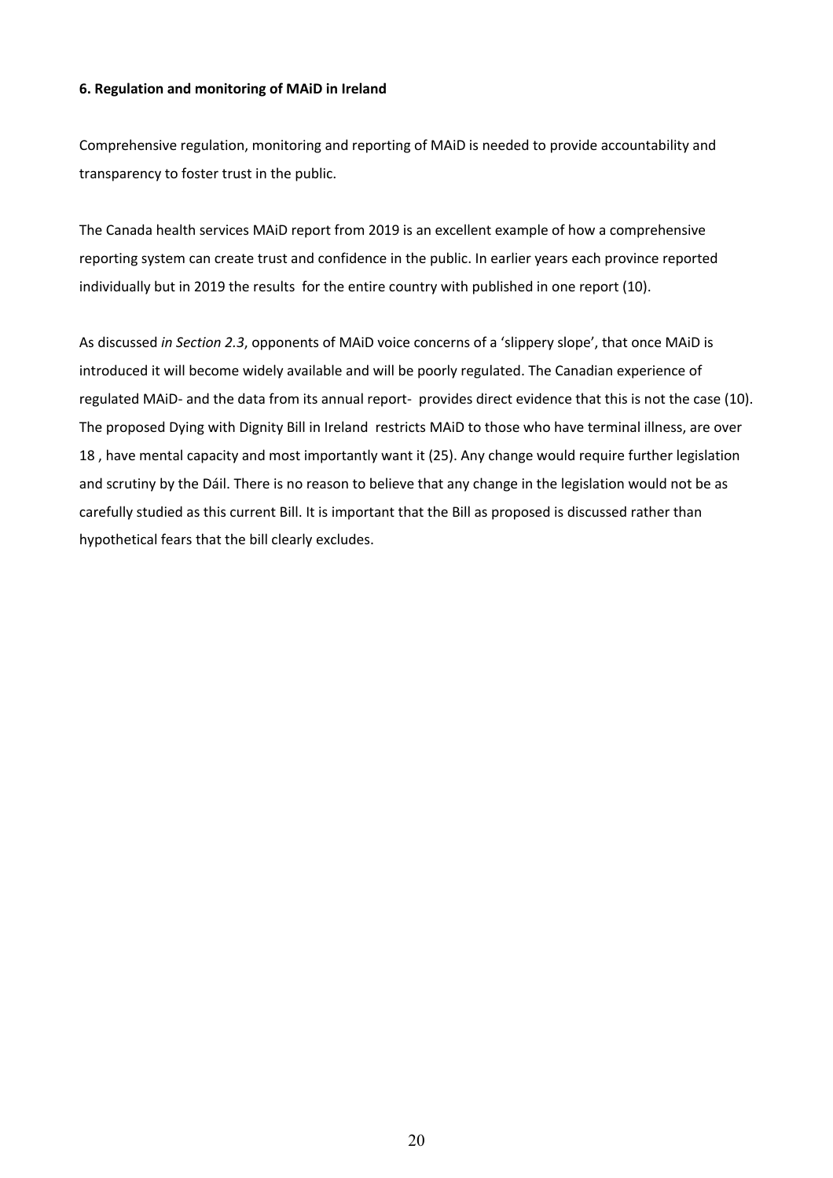**6. Regulation and monitoring of MAiD in Ireland**

Comprehensive regulation, monitoring and reporting of MAiD is needed to provide accountability and transparency to foster trust in the public.

The Canada health services MAiD report from 2019 is an excellent example of how a comprehensive reporting system can create trust and confidence in the public. In earlier years each province reported individually but in 2019 the results for the entire country with published in one report (10).

As discussed *in Section 2.3*, opponents of MAiD voice concerns of a 'slippery slope', that once MAiD is introduced it will become widely available and will be poorly regulated. The Canadian experience of regulated MAiD- and the data from its annual report- provides direct evidence that this is not the case (10). The proposed Dying with Dignity Bill in Ireland restricts MAiD to those who have terminal illness, are over 18 , have mental capacity and most importantly want it (25). Any change would require further legislation and scrutiny by the Dáil. There is no reason to believe that any change in the legislation would not be as carefully studied as this current Bill. It is important that the Bill as proposed is discussed rather than hypothetical fears that the bill clearly excludes.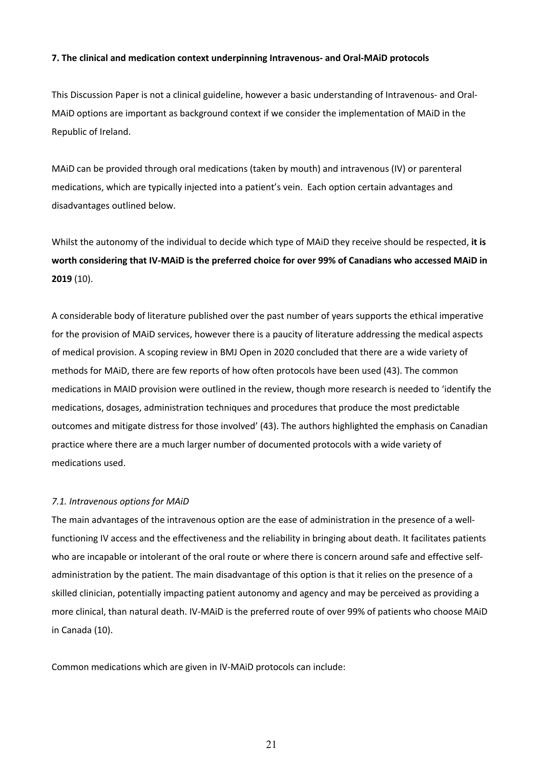**7. The clinical and medication context underpinning Intravenous- and Oral-MAiD protocols**

This Discussion Paper is not a clinical guideline, however a basic understanding of Intravenous- and Oral-MAiD options are important as background context if we consider the implementation of MAiD in the Republic of Ireland.

MAiD can be provided through oral medications (taken by mouth) and intravenous (IV) or parenteral medications, which are typically injected into a patient's vein. Each option certain advantages and disadvantages outlined below.

Whilst the autonomy of the individual to decide which type of MAiD they receive should be respected, **it is worth considering that IV-MAiD is the preferred choice for over 99% of Canadians who accessed MAiD in 2019** (10).

A considerable body of literature published over the past number of years supports the ethical imperative for the provision of MAiD services, however there is a paucity of literature addressing the medical aspects of medical provision. A scoping review in BMJ Open in 2020 concluded that there are a wide variety of methods for MAiD, there are few reports of how often protocols have been used (43). The common medications in MAID provision were outlined in the review, though more research is needed to 'identify the medications, dosages, administration techniques and procedures that produce the most predictable outcomes and mitigate distress for those involved' (43). The authors highlighted the emphasis on Canadian practice where there are a much larger number of documented protocols with a wide variety of medications used.

*7.1. Intravenous options for MAiD*

The main advantages of the intravenous option are the ease of administration in the presence of a well-functioning IV access and the effectiveness and the reliability in bringing about death. It facilitates patients who are incapable or intolerant of the oral route or where there is concern around safe and effective self-administration by the patient. The main disadvantage of this option is that it relies on the presence of a skilled clinician, potentially impacting patient autonomy and agency and may be perceived as providing a more clinical, than natural death. IV-MAiD is the preferred route of over 99% of patients who choose MAiD in Canada (10).

Common medications which are given in IV-MAiD protocols can include: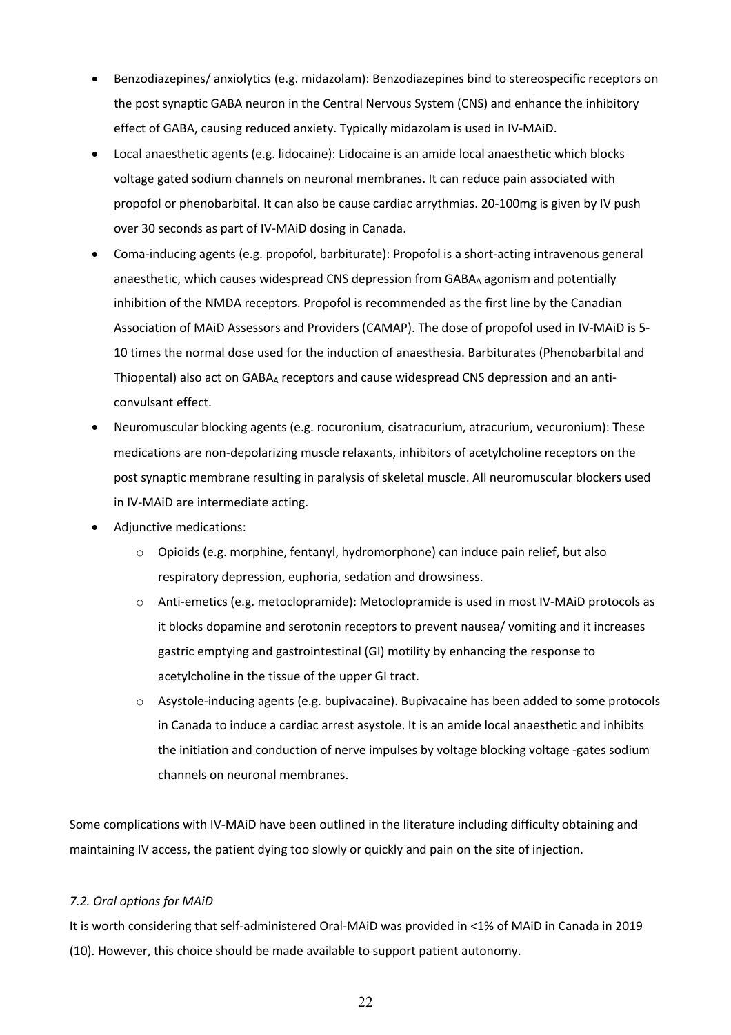- Benzodiazepines/ anxiolytics (e.g. midazolam): Benzodiazepines bind to stereospecific receptors on the post synaptic GABA neuron in the Central Nervous System (CNS) and enhance the inhibitory effect of GABA, causing reduced anxiety. Typically midazolam is used in IV-MAiD.
- Local anaesthetic agents (e.g. lidocaine): Lidocaine is an amide local anaesthetic which blocks voltage gated sodium channels on neuronal membranes. It can reduce pain associated with propofol or phenobarbital. It can also be cause cardiac arrythmias. 20-100mg is given by IV push over 30 seconds as part of IV-MAiD dosing in Canada.
- Coma-inducing agents (e.g. propofol, barbiturate): Propofol is a short-acting intravenous general anaesthetic, which causes widespread CNS depression from $GABA_A$ agonism and potentially inhibition of the NMDA receptors. Propofol is recommended as the first line by the Canadian Association of MAiD Assessors and Providers (CAMAP). The dose of propofol used in IV-MAiD is 5-10 times the normal dose used for the induction of anaesthesia. Barbiturates (Phenobarbital and Thiopental) also act on $GABA_A$ receptors and cause widespread CNS depression and an anti-convulsant effect.
- Neuromuscular blocking agents (e.g. rocuronium, cisatracurium, atracurium, vecuronium): These medications are non-depolarizing muscle relaxants, inhibitors of acetylcholine receptors on the post synaptic membrane resulting in paralysis of skeletal muscle. All neuromuscular blockers used in IV-MAiD are intermediate acting.
- Adjunctive medications:
  - Opioids (e.g. morphine, fentanyl, hydromorphone) can induce pain relief, but also respiratory depression, euphoria, sedation and drowsiness.
  - Anti-emetics (e.g. metoclopramide): Metoclopramide is used in most IV-MAiD protocols as it blocks dopamine and serotonin receptors to prevent nausea/ vomiting and it increases gastric emptying and gastrointestinal (GI) motility by enhancing the response to acetylcholine in the tissue of the upper GI tract.
  - Asystole-inducing agents (e.g. bupivacaine). Bupivacaine has been added to some protocols in Canada to induce a cardiac arrest asystole. It is an amide local anaesthetic and inhibits the initiation and conduction of nerve impulses by voltage blocking voltage -gates sodium channels on neuronal membranes.

Some complications with IV-MAiD have been outlined in the literature including difficulty obtaining and maintaining IV access, the patient dying too slowly or quickly and pain on the site of injection.

*7.2. Oral options for MAiD*

It is worth considering that self-administered Oral-MAiD was provided in <1% of MAiD in Canada in 2019 (10). However, this choice should be made available to support patient autonomy.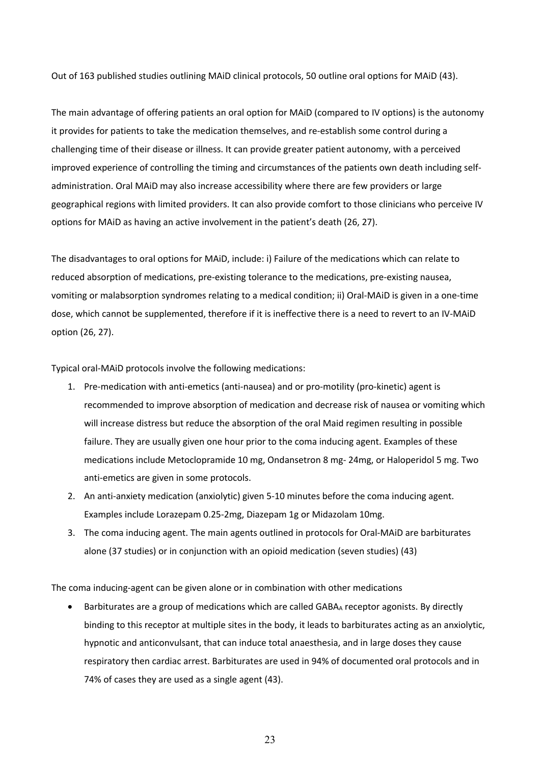Out of 163 published studies outlining MAiD clinical protocols, 50 outline oral options for MAiD (43).

The main advantage of offering patients an oral option for MAiD (compared to IV options) is the autonomy it provides for patients to take the medication themselves, and re-establish some control during a challenging time of their disease or illness. It can provide greater patient autonomy, with a perceived improved experience of controlling the timing and circumstances of the patients own death including self-administration. Oral MAiD may also increase accessibility where there are few providers or large geographical regions with limited providers. It can also provide comfort to those clinicians who perceive IV options for MAiD as having an active involvement in the patient's death (26, 27).

The disadvantages to oral options for MAiD, include: i) Failure of the medications which can relate to reduced absorption of medications, pre-existing tolerance to the medications, pre-existing nausea, vomiting or malabsorption syndromes relating to a medical condition; ii) Oral-MAiD is given in a one-time dose, which cannot be supplemented, therefore if it is ineffective there is a need to revert to an IV-MAiD option (26, 27).

Typical oral-MAiD protocols involve the following medications:

1. Pre-medication with anti-emetics (anti-nausea) and or pro-motility (pro-kinetic) agent is recommended to improve absorption of medication and decrease risk of nausea or vomiting which will increase distress but reduce the absorption of the oral Maid regimen resulting in possible failure. They are usually given one hour prior to the coma inducing agent. Examples of these medications include Metoclopramide 10 mg, Ondansetron 8 mg- 24mg, or Haloperidol 5 mg. Two anti-emetics are given in some protocols.
2. An anti-anxiety medication (anxiolytic) given 5-10 minutes before the coma inducing agent. Examples include Lorazepam 0.25-2mg, Diazepam 1g or Midazolam 10mg.
3. The coma inducing agent. The main agents outlined in protocols for Oral-MAiD are barbiturates alone (37 studies) or in conjunction with an opioid medication (seven studies) (43)

The coma inducing-agent can be given alone or in combination with other medications

- Barbiturates are a group of medications which are called $GABA_A$ receptor agonists. By directly binding to this receptor at multiple sites in the body, it leads to barbiturates acting as an anxiolytic, hypnotic and anticonvulsant, that can induce total anaesthesia, and in large doses they cause respiratory then cardiac arrest. Barbiturates are used in 94% of documented oral protocols and in 74% of cases they are used as a single agent (43).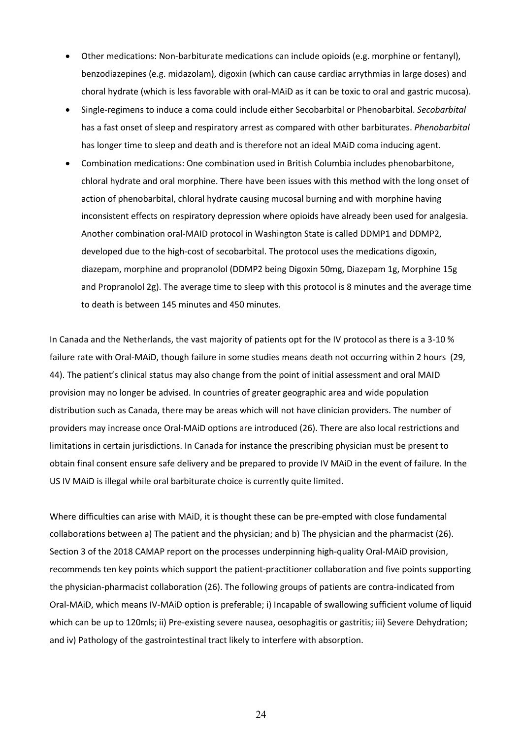- Other medications: Non-barbiturate medications can include opioids (e.g. morphine or fentanyl), benzodiazepines (e.g. midazolam), digoxin (which can cause cardiac arrythmias in large doses) and choral hydrate (which is less favorable with oral-MAiD as it can be toxic to oral and gastric mucosa).
- Single-regimens to induce a coma could include either Secobarbital or Phenobarbital. *Secobarbital* has a fast onset of sleep and respiratory arrest as compared with other barbiturates. *Phenobarbital* has longer time to sleep and death and is therefore not an ideal MAiD coma inducing agent.
- Combination medications: One combination used in British Columbia includes phenobarbitone, chloral hydrate and oral morphine. There have been issues with this method with the long onset of action of phenobarbital, chloral hydrate causing mucosal burning and with morphine having inconsistent effects on respiratory depression where opioids have already been used for analgesia. Another combination oral-MAID protocol in Washington State is called DDMP1 and DDMP2, developed due to the high-cost of secobarbital. The protocol uses the medications digoxin, diazepam, morphine and propranolol (DDMP2 being Digoxin 50mg, Diazepam 1g, Morphine 15g and Propranolol 2g). The average time to sleep with this protocol is 8 minutes and the average time to death is between 145 minutes and 450 minutes.

In Canada and the Netherlands, the vast majority of patients opt for the IV protocol as there is a 3-10 % failure rate with Oral-MAiD, though failure in some studies means death not occurring within 2 hours (29, 44). The patient's clinical status may also change from the point of initial assessment and oral MAID provision may no longer be advised. In countries of greater geographic area and wide population distribution such as Canada, there may be areas which will not have clinician providers. The number of providers may increase once Oral-MAiD options are introduced (26). There are also local restrictions and limitations in certain jurisdictions. In Canada for instance the prescribing physician must be present to obtain final consent ensure safe delivery and be prepared to provide IV MAiD in the event of failure. In the US IV MAiD is illegal while oral barbiturate choice is currently quite limited.

Where difficulties can arise with MAiD, it is thought these can be pre-empted with close fundamental collaborations between a) The patient and the physician; and b) The physician and the pharmacist (26). Section 3 of the 2018 CAMAP report on the processes underpinning high-quality Oral-MAiD provision, recommends ten key points which support the patient-practitioner collaboration and five points supporting the physician-pharmacist collaboration (26). The following groups of patients are contra-indicated from Oral-MAiD, which means IV-MAiD option is preferable; i) Incapable of swallowing sufficient volume of liquid which can be up to 120mls; ii) Pre-existing severe nausea, oesophagitis or gastritis; iii) Severe Dehydration; and iv) Pathology of the gastrointestinal tract likely to interfere with absorption.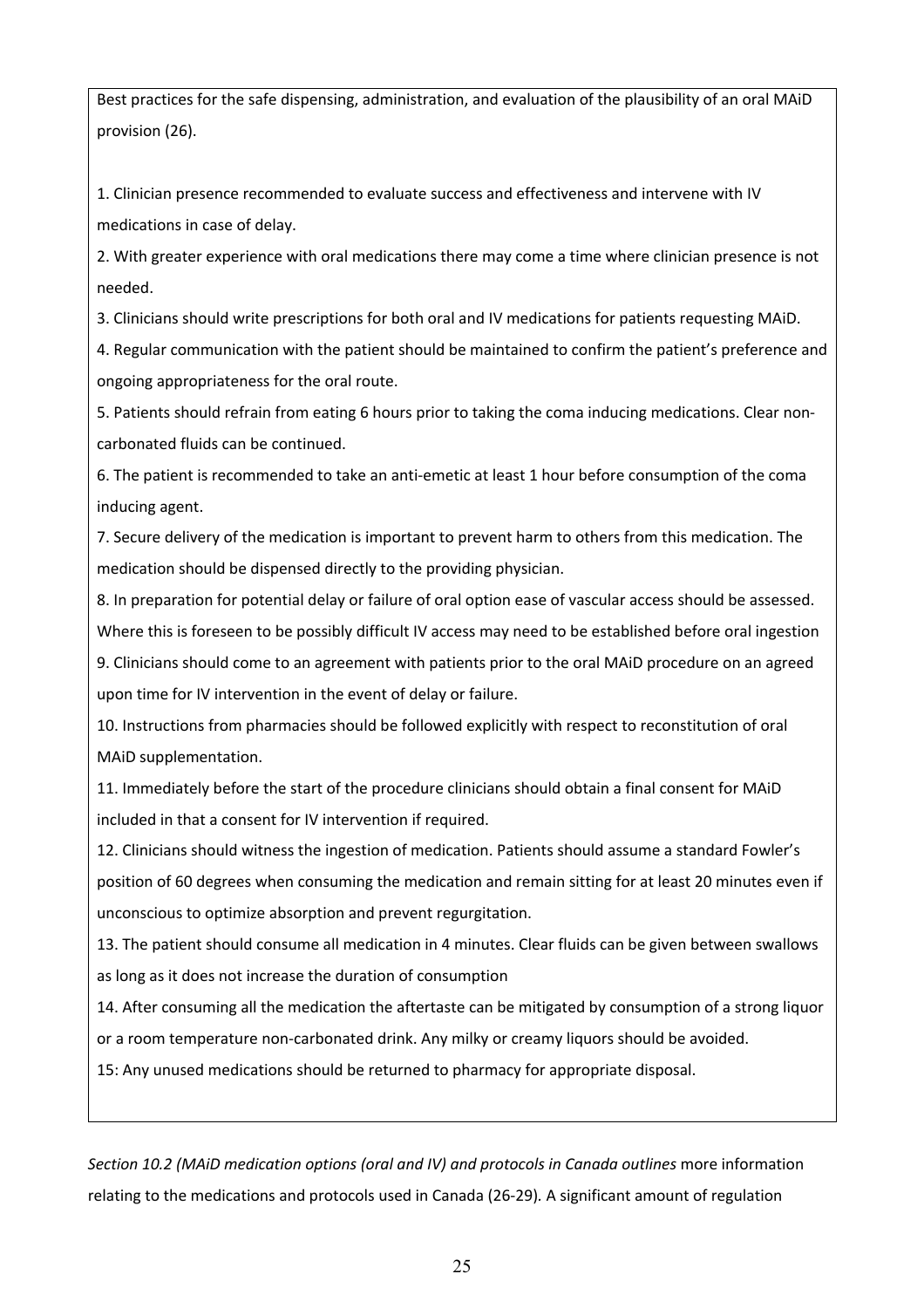Best practices for the safe dispensing, administration, and evaluation of the plausibility of an oral MAiD provision (26).

1. Clinician presence recommended to evaluate success and effectiveness and intervene with IV medications in case of delay.
2. With greater experience with oral medications there may come a time where clinician presence is not needed.
3. Clinicians should write prescriptions for both oral and IV medications for patients requesting MAiD.
4. Regular communication with the patient should be maintained to confirm the patient's preference and ongoing appropriateness for the oral route.
5. Patients should refrain from eating 6 hours prior to taking the coma inducing medications. Clear non-carbonated fluids can be continued.
6. The patient is recommended to take an anti-emetic at least 1 hour before consumption of the coma inducing agent.
7. Secure delivery of the medication is important to prevent harm to others from this medication. The medication should be dispensed directly to the providing physician.
8. In preparation for potential delay or failure of oral option ease of vascular access should be assessed. Where this is foreseen to be possibly difficult IV access may need to be established before oral ingestion
9. Clinicians should come to an agreement with patients prior to the oral MAiD procedure on an agreed upon time for IV intervention in the event of delay or failure.
10. Instructions from pharmacies should be followed explicitly with respect to reconstitution of oral MAiD supplementation.
11. Immediately before the start of the procedure clinicians should obtain a final consent for MAiD included in that a consent for IV intervention if required.
12. Clinicians should witness the ingestion of medication. Patients should assume a standard Fowler's position of 60 degrees when consuming the medication and remain sitting for at least 20 minutes even if unconscious to optimize absorption and prevent regurgitation.
13. The patient should consume all medication in 4 minutes. Clear fluids can be given between swallows as long as it does not increase the duration of consumption
14. After consuming all the medication the aftertaste can be mitigated by consumption of a strong liquor or a room temperature non-carbonated drink. Any milky or creamy liquors should be avoided.
15: Any unused medications should be returned to pharmacy for appropriate disposal.

*Section 10.2 (MAiD medication options (oral and IV) and protocols in Canada outlines* more information relating to the medications and protocols used in Canada (26-29). A significant amount of regulation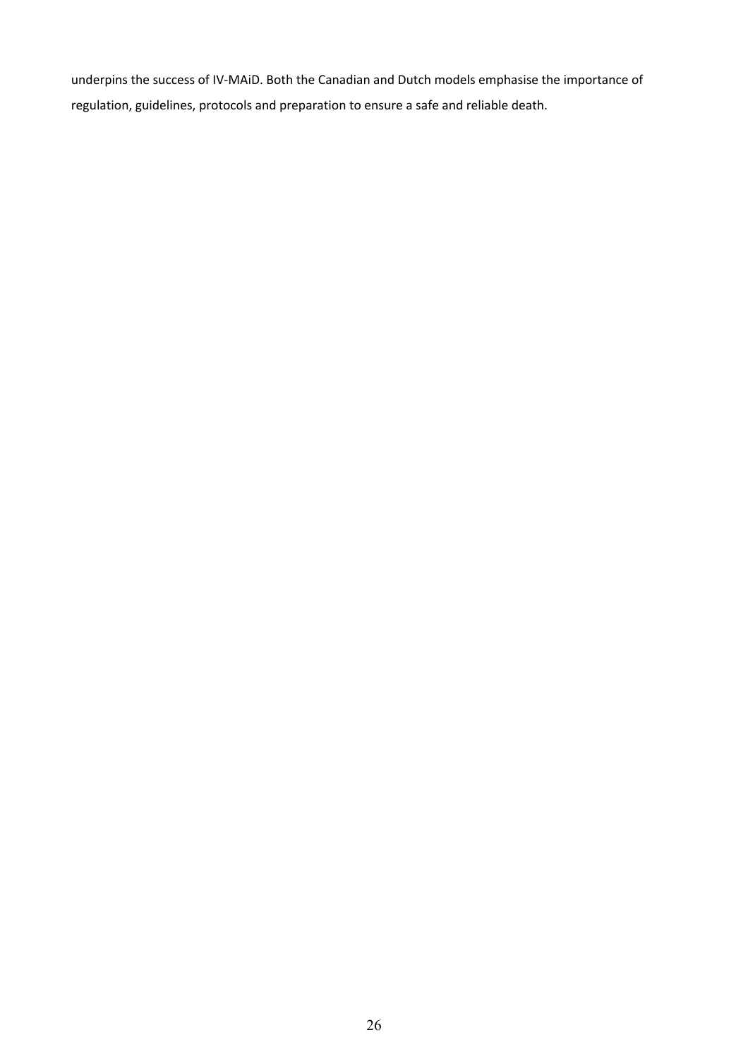underpins the success of IV-MAiD. Both the Canadian and Dutch models emphasise the importance of regulation, guidelines, protocols and preparation to ensure a safe and reliable death.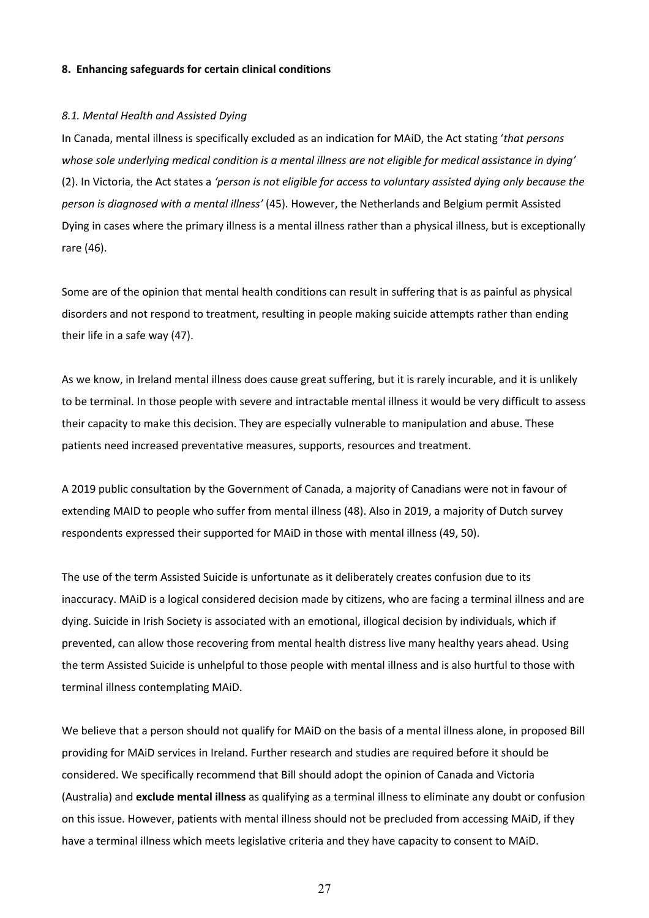**8. Enhancing safeguards for certain clinical conditions**

*8.1. Mental Health and Assisted Dying*

In Canada, mental illness is specifically excluded as an indication for MAiD, the Act stating '*that persons whose sole underlying medical condition is a mental illness are not eligible for medical assistance in dying'* (2). In Victoria, the Act states a *'person is not eligible for access to voluntary assisted dying only because the person is diagnosed with a mental illness'* (45). However, the Netherlands and Belgium permit Assisted Dying in cases where the primary illness is a mental illness rather than a physical illness, but is exceptionally rare (46).

Some are of the opinion that mental health conditions can result in suffering that is as painful as physical disorders and not respond to treatment, resulting in people making suicide attempts rather than ending their life in a safe way (47).

As we know, in Ireland mental illness does cause great suffering, but it is rarely incurable, and it is unlikely to be terminal. In those people with severe and intractable mental illness it would be very difficult to assess their capacity to make this decision. They are especially vulnerable to manipulation and abuse. These patients need increased preventative measures, supports, resources and treatment.

A 2019 public consultation by the Government of Canada, a majority of Canadians were not in favour of extending MAID to people who suffer from mental illness (48). Also in 2019, a majority of Dutch survey respondents expressed their supported for MAiD in those with mental illness (49, 50).

The use of the term Assisted Suicide is unfortunate as it deliberately creates confusion due to its inaccuracy. MAiD is a logical considered decision made by citizens, who are facing a terminal illness and are dying. Suicide in Irish Society is associated with an emotional, illogical decision by individuals, which if prevented, can allow those recovering from mental health distress live many healthy years ahead. Using the term Assisted Suicide is unhelpful to those people with mental illness and is also hurtful to those with terminal illness contemplating MAiD.

We believe that a person should not qualify for MAiD on the basis of a mental illness alone, in proposed Bill providing for MAiD services in Ireland. Further research and studies are required before it should be considered. We specifically recommend that Bill should adopt the opinion of Canada and Victoria (Australia) and **exclude mental illness** as qualifying as a terminal illness to eliminate any doubt or confusion on this issue. However, patients with mental illness should not be precluded from accessing MAiD, if they have a terminal illness which meets legislative criteria and they have capacity to consent to MAiD.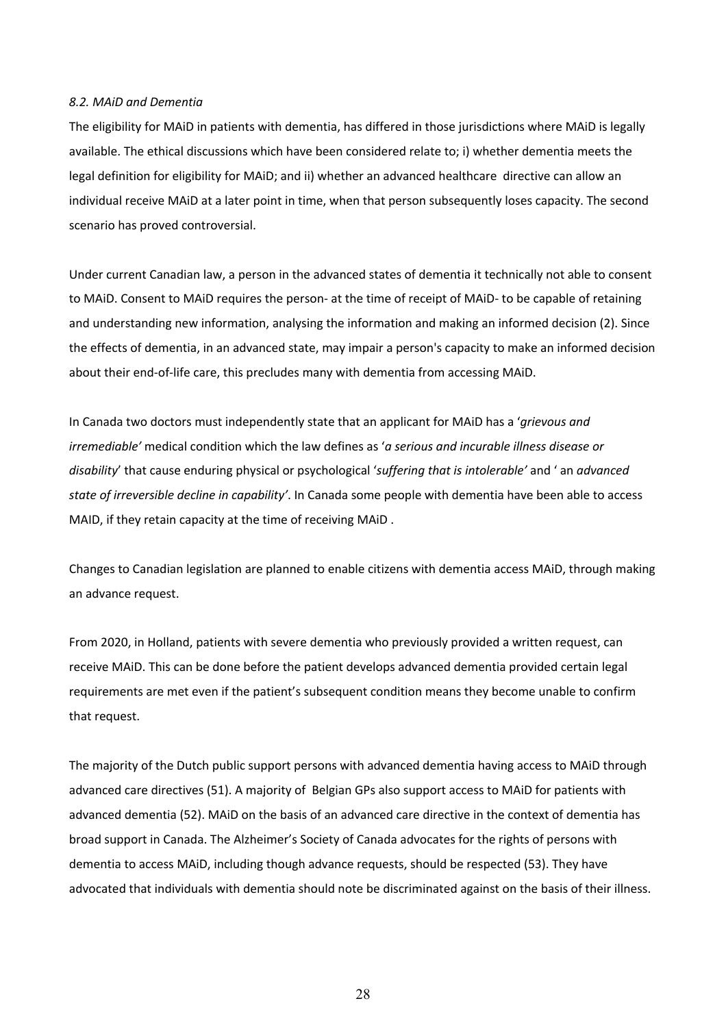*8.2. MAiD and Dementia*

The eligibility for MAiD in patients with dementia, has differed in those jurisdictions where MAiD is legally available. The ethical discussions which have been considered relate to; i) whether dementia meets the legal definition for eligibility for MAiD; and ii) whether an advanced healthcare directive can allow an individual receive MAiD at a later point in time, when that person subsequently loses capacity. The second scenario has proved controversial.

Under current Canadian law, a person in the advanced states of dementia it technically not able to consent to MAiD. Consent to MAiD requires the person- at the time of receipt of MAiD- to be capable of retaining and understanding new information, analysing the information and making an informed decision (2). Since the effects of dementia, in an advanced state, may impair a person's capacity to make an informed decision about their end-of-life care, this precludes many with dementia from accessing MAiD.

In Canada two doctors must independently state that an applicant for MAiD has a '*grievous and irremediable'* medical condition which the law defines as '*a serious and incurable illness disease or disability*' that cause enduring physical or psychological '*suffering that is intolerable'* and ' an *advanced state of irreversible decline in capability'*. In Canada some people with dementia have been able to access MAID, if they retain capacity at the time of receiving MAiD .

Changes to Canadian legislation are planned to enable citizens with dementia access MAiD, through making an advance request.

From 2020, in Holland, patients with severe dementia who previously provided a written request, can receive MAiD. This can be done before the patient develops advanced dementia provided certain legal requirements are met even if the patient's subsequent condition means they become unable to confirm that request.

The majority of the Dutch public support persons with advanced dementia having access to MAiD through advanced care directives (51). A majority of Belgian GPs also support access to MAiD for patients with advanced dementia (52). MAiD on the basis of an advanced care directive in the context of dementia has broad support in Canada. The Alzheimer's Society of Canada advocates for the rights of persons with dementia to access MAiD, including though advance requests, should be respected (53). They have advocated that individuals with dementia should note be discriminated against on the basis of their illness.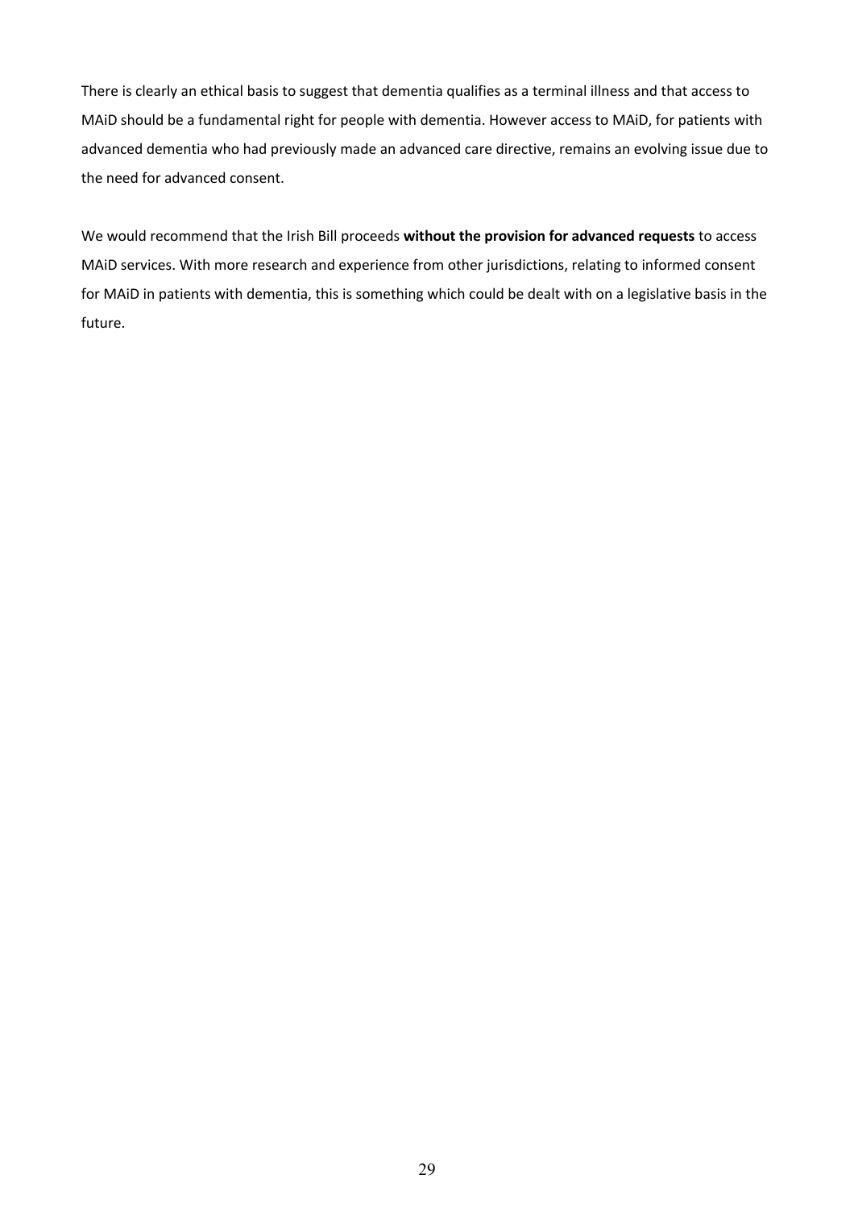There is clearly an ethical basis to suggest that dementia qualifies as a terminal illness and that access to MAiD should be a fundamental right for people with dementia. However access to MAiD, for patients with advanced dementia who had previously made an advanced care directive, remains an evolving issue due to the need for advanced consent.

We would recommend that the Irish Bill proceeds **without the provision for advanced requests** to access MAiD services. With more research and experience from other jurisdictions, relating to informed consent for MAiD in patients with dementia, this is something which could be dealt with on a legislative basis in the future.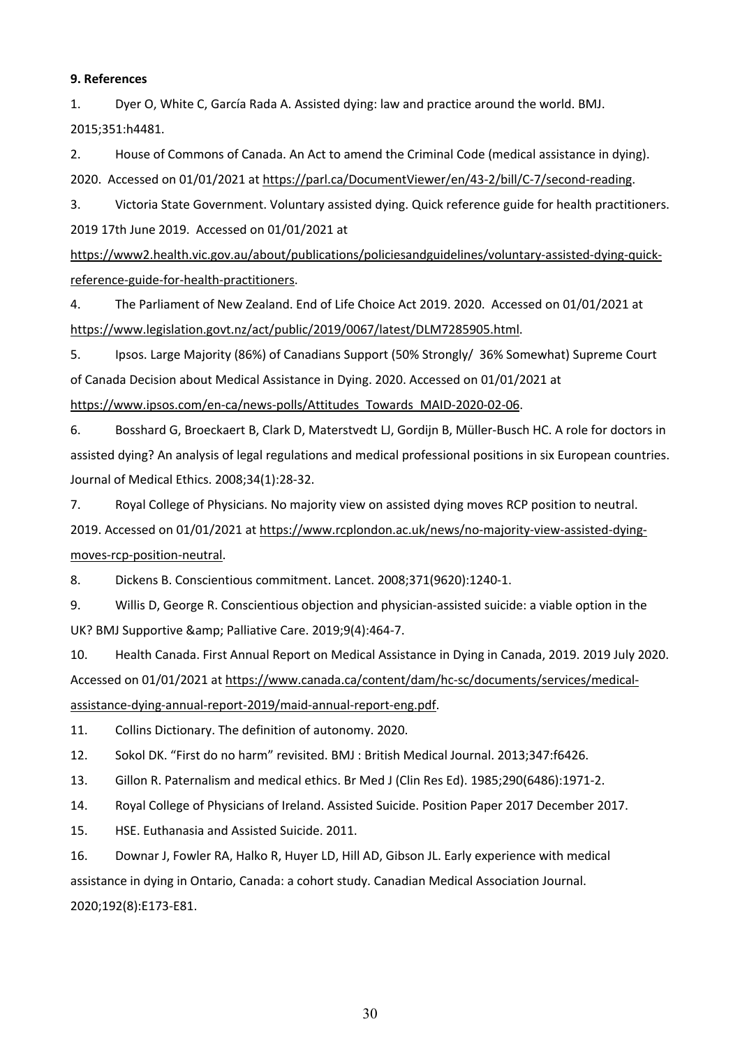**9. References**

1. Dyer O, White C, García Rada A. Assisted dying: law and practice around the world. BMJ. 2015;351:h4481.

2. House of Commons of Canada. An Act to amend the Criminal Code (medical assistance in dying). 2020. Accessed on 01/01/2021 at https://parl.ca/DocumentViewer/en/43-2/bill/C-7/second-reading.

3. Victoria State Government. Voluntary assisted dying. Quick reference guide for health practitioners. 2019 17th June 2019. Accessed on 01/01/2021 at https://www2.health.vic.gov.au/about/publications/policiesandguidelines/voluntary-assisted-dying-quick-reference-guide-for-health-practitioners.

4. The Parliament of New Zealand. End of Life Choice Act 2019. 2020. Accessed on 01/01/2021 at https://www.legislation.govt.nz/act/public/2019/0067/latest/DLM7285905.html.

5. Ipsos. Large Majority (86%) of Canadians Support (50% Strongly/ 36% Somewhat) Supreme Court of Canada Decision about Medical Assistance in Dying. 2020. Accessed on 01/01/2021 at https://www.ipsos.com/en-ca/news-polls/Attitudes_Towards_MAID-2020-02-06.

6. Bosshard G, Broeckaert B, Clark D, Materstvedt LJ, Gordijn B, Müller-Busch HC. A role for doctors in assisted dying? An analysis of legal regulations and medical professional positions in six European countries. Journal of Medical Ethics. 2008;34(1):28-32.

7. Royal College of Physicians. No majority view on assisted dying moves RCP position to neutral. 2019. Accessed on 01/01/2021 at https://www.rcplondon.ac.uk/news/no-majority-view-assisted-dying-moves-rcp-position-neutral.

8. Dickens B. Conscientious commitment. Lancet. 2008;371(9620):1240-1.

9. Willis D, George R. Conscientious objection and physician-assisted suicide: a viable option in the UK? BMJ Supportive &amp; Palliative Care. 2019;9(4):464-7.

10. Health Canada. First Annual Report on Medical Assistance in Dying in Canada, 2019. 2019 July 2020. Accessed on 01/01/2021 at https://www.canada.ca/content/dam/hc-sc/documents/services/medical-assistance-dying-annual-report-2019/maid-annual-report-eng.pdf.

11. Collins Dictionary. The definition of autonomy. 2020.

12. Sokol DK. "First do no harm" revisited. BMJ : British Medical Journal. 2013;347:f6426.

13. Gillon R. Paternalism and medical ethics. Br Med J (Clin Res Ed). 1985;290(6486):1971-2.

14. Royal College of Physicians of Ireland. Assisted Suicide. Position Paper 2017 December 2017.

15. HSE. Euthanasia and Assisted Suicide. 2011.

16. Downar J, Fowler RA, Halko R, Huyer LD, Hill AD, Gibson JL. Early experience with medical assistance in dying in Ontario, Canada: a cohort study. Canadian Medical Association Journal. 2020;192(8):E173-E81.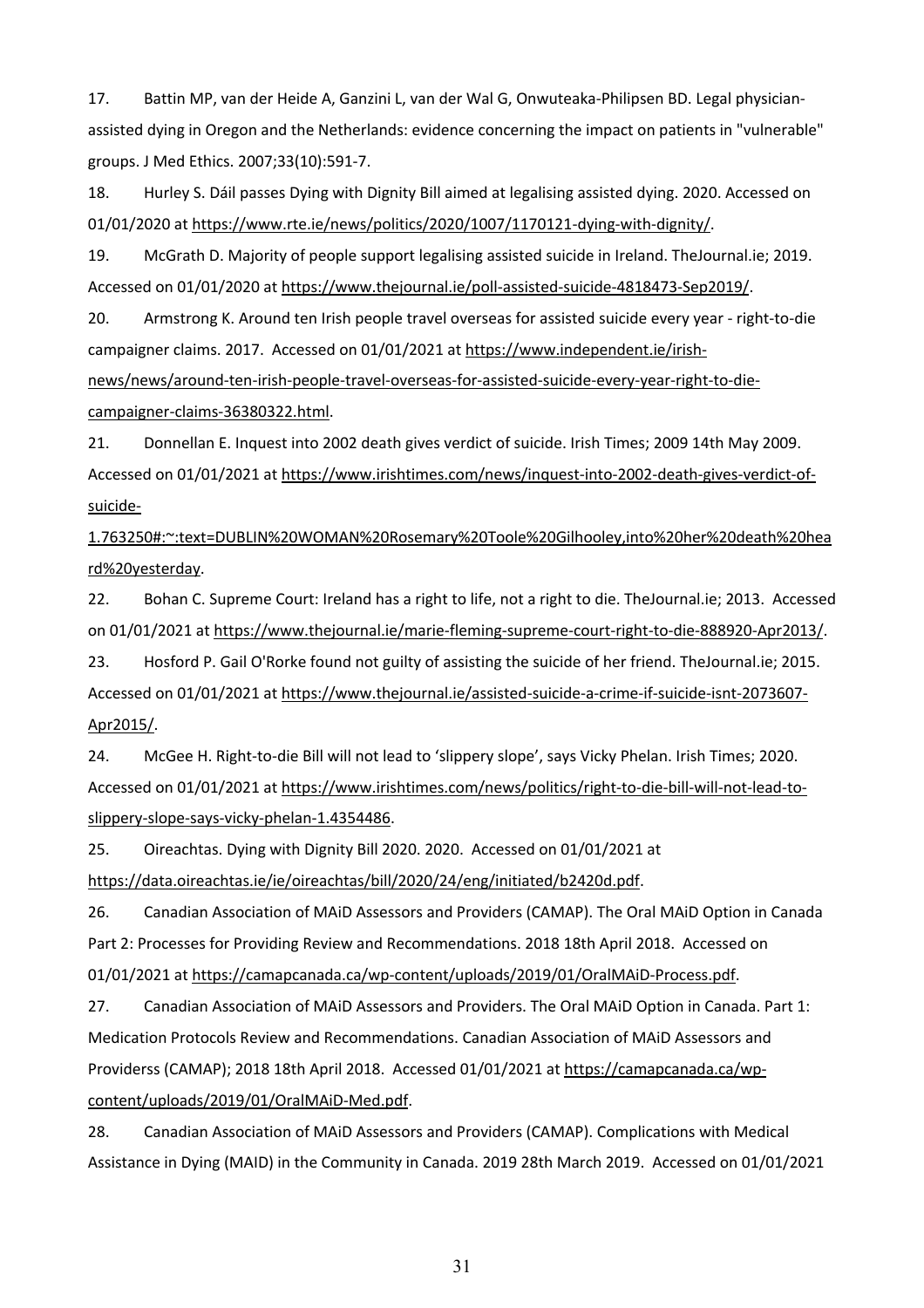17. Battin MP, van der Heide A, Ganzini L, van der Wal G, Onwuteaka-Philipsen BD. Legal physician-assisted dying in Oregon and the Netherlands: evidence concerning the impact on patients in "vulnerable" groups. J Med Ethics. 2007;33(10):591-7.

18. Hurley S. Dáil passes Dying with Dignity Bill aimed at legalising assisted dying. 2020. Accessed on 01/01/2020 at https://www.rte.ie/news/politics/2020/1007/1170121-dying-with-dignity/.

19. McGrath D. Majority of people support legalising assisted suicide in Ireland. TheJournal.ie; 2019. Accessed on 01/01/2020 at https://www.thejournal.ie/poll-assisted-suicide-4818473-Sep2019/.

20. Armstrong K. Around ten Irish people travel overseas for assisted suicide every year - right-to-die campaigner claims. 2017. Accessed on 01/01/2021 at https://www.independent.ie/irish-news/news/around-ten-irish-people-travel-overseas-for-assisted-suicide-every-year-right-to-die-campaigner-claims-36380322.html.

21. Donnellan E. Inquest into 2002 death gives verdict of suicide. Irish Times; 2009 14th May 2009. Accessed on 01/01/2021 at https://www.irishtimes.com/news/inquest-into-2002-death-gives-verdict-of-suicide-1.763250#:~:text=DUBLIN%20WOMAN%20Rosemary%20Toole%20Gilhooley,into%20her%20death%20heard%20yesterday.

22. Bohan C. Supreme Court: Ireland has a right to life, not a right to die. TheJournal.ie; 2013. Accessed on 01/01/2021 at https://www.thejournal.ie/marie-fleming-supreme-court-right-to-die-888920-Apr2013/.

23. Hosford P. Gail O'Rorke found not guilty of assisting the suicide of her friend. TheJournal.ie; 2015. Accessed on 01/01/2021 at https://www.thejournal.ie/assisted-suicide-a-crime-if-suicide-isnt-2073607-Apr2015/.

24. McGee H. Right-to-die Bill will not lead to 'slippery slope', says Vicky Phelan. Irish Times; 2020. Accessed on 01/01/2021 at https://www.irishtimes.com/news/politics/right-to-die-bill-will-not-lead-to-slippery-slope-says-vicky-phelan-1.4354486.

25. Oireachtas. Dying with Dignity Bill 2020. 2020. Accessed on 01/01/2021 at https://data.oireachtas.ie/ie/oireachtas/bill/2020/24/eng/initiated/b2420d.pdf.

26. Canadian Association of MAiD Assessors and Providers (CAMAP). The Oral MAiD Option in Canada Part 2: Processes for Providing Review and Recommendations. 2018 18th April 2018. Accessed on 01/01/2021 at https://camapcanada.ca/wp-content/uploads/2019/01/OralMAiD-Process.pdf.

27. Canadian Association of MAiD Assessors and Providers. The Oral MAiD Option in Canada. Part 1: Medication Protocols Review and Recommendations. Canadian Association of MAiD Assessors and Providerss (CAMAP); 2018 18th April 2018. Accessed 01/01/2021 at https://camapcanada.ca/wp-content/uploads/2019/01/OralMAiD-Med.pdf.

28. Canadian Association of MAiD Assessors and Providers (CAMAP). Complications with Medical Assistance in Dying (MAID) in the Community in Canada. 2019 28th March 2019. Accessed on 01/01/2021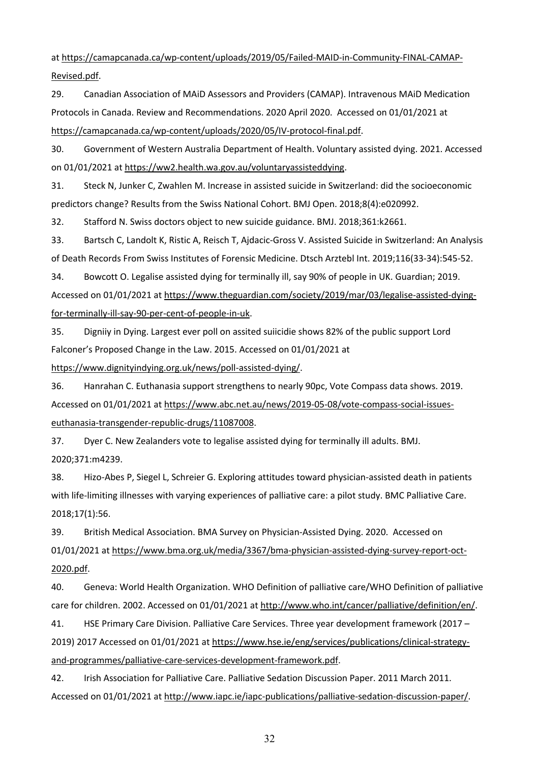at https://camapcanada.ca/wp-content/uploads/2019/05/Failed-MAID-in-Community-FINAL-CAMAP-Revised.pdf.

29. Canadian Association of MAiD Assessors and Providers (CAMAP). Intravenous MAiD Medication Protocols in Canada. Review and Recommendations. 2020 April 2020. Accessed on 01/01/2021 at https://camapcanada.ca/wp-content/uploads/2020/05/IV-protocol-final.pdf.

30. Government of Western Australia Department of Health. Voluntary assisted dying. 2021. Accessed on 01/01/2021 at https://ww2.health.wa.gov.au/voluntaryassisteddying.

31. Steck N, Junker C, Zwahlen M. Increase in assisted suicide in Switzerland: did the socioeconomic predictors change? Results from the Swiss National Cohort. BMJ Open. 2018;8(4):e020992.

32. Stafford N. Swiss doctors object to new suicide guidance. BMJ. 2018;361:k2661.

33. Bartsch C, Landolt K, Ristic A, Reisch T, Ajdacic-Gross V. Assisted Suicide in Switzerland: An Analysis of Death Records From Swiss Institutes of Forensic Medicine. Dtsch Arztebl Int. 2019;116(33-34):545-52.

34. Bowcott O. Legalise assisted dying for terminally ill, say 90% of people in UK. Guardian; 2019. Accessed on 01/01/2021 at https://www.theguardian.com/society/2019/mar/03/legalise-assisted-dying-for-terminally-ill-say-90-per-cent-of-people-in-uk.

35. Digniiy in Dying. Largest ever poll on assited suiicidie shows 82% of the public support Lord Falconer's Proposed Change in the Law. 2015. Accessed on 01/01/2021 at https://www.dignityindying.org.uk/news/poll-assisted-dying/.

36. Hanrahan C. Euthanasia support strengthens to nearly 90pc, Vote Compass data shows. 2019. Accessed on 01/01/2021 at https://www.abc.net.au/news/2019-05-08/vote-compass-social-issues-euthanasia-transgender-republic-drugs/11087008.

37. Dyer C. New Zealanders vote to legalise assisted dying for terminally ill adults. BMJ. 2020;371:m4239.

38. Hizo-Abes P, Siegel L, Schreier G. Exploring attitudes toward physician-assisted death in patients with life-limiting illnesses with varying experiences of palliative care: a pilot study. BMC Palliative Care. 2018;17(1):56.

39. British Medical Association. BMA Survey on Physician-Assisted Dying. 2020. Accessed on 01/01/2021 at https://www.bma.org.uk/media/3367/bma-physician-assisted-dying-survey-report-oct-2020.pdf.

40. Geneva: World Health Organization. WHO Definition of palliative care/WHO Definition of palliative care for children. 2002. Accessed on 01/01/2021 at http://www.who.int/cancer/palliative/definition/en/.

41. HSE Primary Care Division. Palliative Care Services. Three year development framework (2017 – 2019) 2017 Accessed on 01/01/2021 at https://www.hse.ie/eng/services/publications/clinical-strategy-and-programmes/palliative-care-services-development-framework.pdf.

42. Irish Association for Palliative Care. Palliative Sedation Discussion Paper. 2011 March 2011. Accessed on 01/01/2021 at http://www.iapc.ie/iapc-publications/palliative-sedation-discussion-paper/.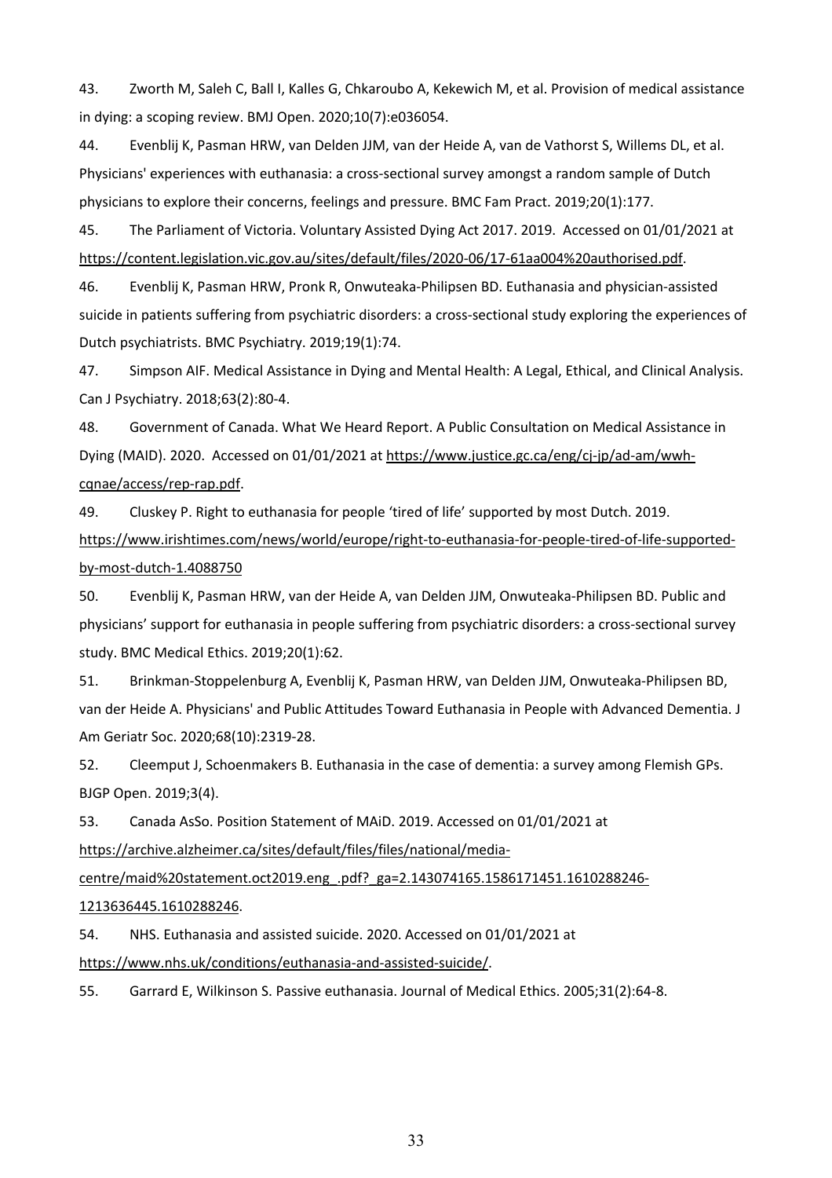43. Zworth M, Saleh C, Ball I, Kalles G, Chkaroubo A, Kekewich M, et al. Provision of medical assistance in dying: a scoping review. BMJ Open. 2020;10(7):e036054.

44. Evenblij K, Pasman HRW, van Delden JJM, van der Heide A, van de Vathorst S, Willems DL, et al. Physicians' experiences with euthanasia: a cross-sectional survey amongst a random sample of Dutch physicians to explore their concerns, feelings and pressure. BMC Fam Pract. 2019;20(1):177.

45. The Parliament of Victoria. Voluntary Assisted Dying Act 2017. 2019. Accessed on 01/01/2021 at https://content.legislation.vic.gov.au/sites/default/files/2020-06/17-61aa004%20authorised.pdf.

46. Evenblij K, Pasman HRW, Pronk R, Onwuteaka-Philipsen BD. Euthanasia and physician-assisted suicide in patients suffering from psychiatric disorders: a cross-sectional study exploring the experiences of Dutch psychiatrists. BMC Psychiatry. 2019;19(1):74.

47. Simpson AIF. Medical Assistance in Dying and Mental Health: A Legal, Ethical, and Clinical Analysis. Can J Psychiatry. 2018;63(2):80-4.

48. Government of Canada. What We Heard Report. A Public Consultation on Medical Assistance in Dying (MAID). 2020. Accessed on 01/01/2021 at https://www.justice.gc.ca/eng/cj-jp/ad-am/wwh-cqnae/access/rep-rap.pdf.

49. Cluskey P. Right to euthanasia for people 'tired of life' supported by most Dutch. 2019. https://www.irishtimes.com/news/world/europe/right-to-euthanasia-for-people-tired-of-life-supported-by-most-dutch-1.4088750

50. Evenblij K, Pasman HRW, van der Heide A, van Delden JJM, Onwuteaka-Philipsen BD. Public and physicians' support for euthanasia in people suffering from psychiatric disorders: a cross-sectional survey study. BMC Medical Ethics. 2019;20(1):62.

51. Brinkman-Stoppelenburg A, Evenblij K, Pasman HRW, van Delden JJM, Onwuteaka-Philipsen BD, van der Heide A. Physicians' and Public Attitudes Toward Euthanasia in People with Advanced Dementia. J Am Geriatr Soc. 2020;68(10):2319-28.

52. Cleemput J, Schoenmakers B. Euthanasia in the case of dementia: a survey among Flemish GPs. BJGP Open. 2019;3(4).

53. Canada AsSo. Position Statement of MAiD. 2019. Accessed on 01/01/2021 at https://archive.alzheimer.ca/sites/default/files/files/national/media-centre/maid%20statement.oct2019.eng_.pdf?_ga=2.143074165.1586171451.1610288246-1213636445.1610288246.

54. NHS. Euthanasia and assisted suicide. 2020. Accessed on 01/01/2021 at https://www.nhs.uk/conditions/euthanasia-and-assisted-suicide/.

55. Garrard E, Wilkinson S. Passive euthanasia. Journal of Medical Ethics. 2005;31(2):64-8.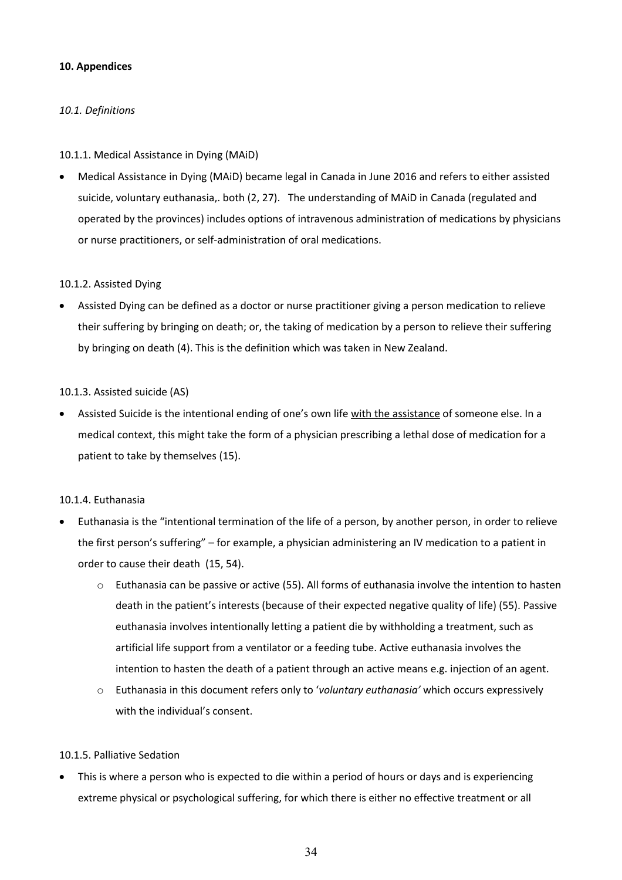## 10. Appendices

### *10.1. Definitions*

10.1.1. Medical Assistance in Dying (MAiD)

- Medical Assistance in Dying (MAiD) became legal in Canada in June 2016 and refers to either assisted suicide, voluntary euthanasia,. both (2, 27). The understanding of MAiD in Canada (regulated and operated by the provinces) includes options of intravenous administration of medications by physicians or nurse practitioners, or self-administration of oral medications.

10.1.2. Assisted Dying

- Assisted Dying can be defined as a doctor or nurse practitioner giving a person medication to relieve their suffering by bringing on death; or, the taking of medication by a person to relieve their suffering by bringing on death (4). This is the definition which was taken in New Zealand.

10.1.3. Assisted suicide (AS)

- Assisted Suicide is the intentional ending of one's own life <u>with the assistance</u> of someone else. In a medical context, this might take the form of a physician prescribing a lethal dose of medication for a patient to take by themselves (15).

10.1.4. Euthanasia

- Euthanasia is the "intentional termination of the life of a person, by another person, in order to relieve the first person's suffering" – for example, a physician administering an IV medication to a patient in order to cause their death (15, 54).
  - Euthanasia can be passive or active (55). All forms of euthanasia involve the intention to hasten death in the patient's interests (because of their expected negative quality of life) (55). Passive euthanasia involves intentionally letting a patient die by withholding a treatment, such as artificial life support from a ventilator or a feeding tube. Active euthanasia involves the intention to hasten the death of a patient through an active means e.g. injection of an agent.
  - Euthanasia in this document refers only to '*voluntary euthanasia'* which occurs expressively with the individual's consent.

10.1.5. Palliative Sedation

- This is where a person who is expected to die within a period of hours or days and is experiencing extreme physical or psychological suffering, for which there is either no effective treatment or all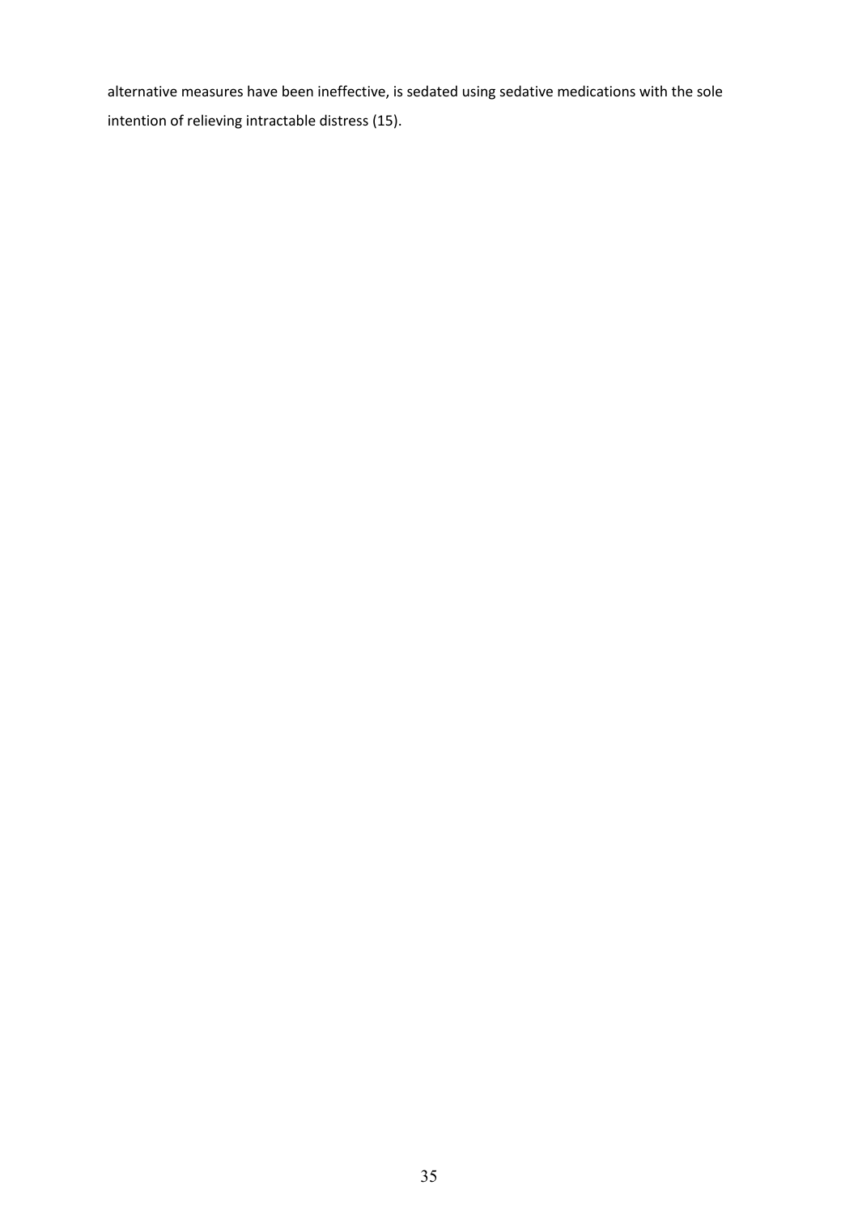alternative measures have been ineffective, is sedated using sedative medications with the sole intention of relieving intractable distress (15).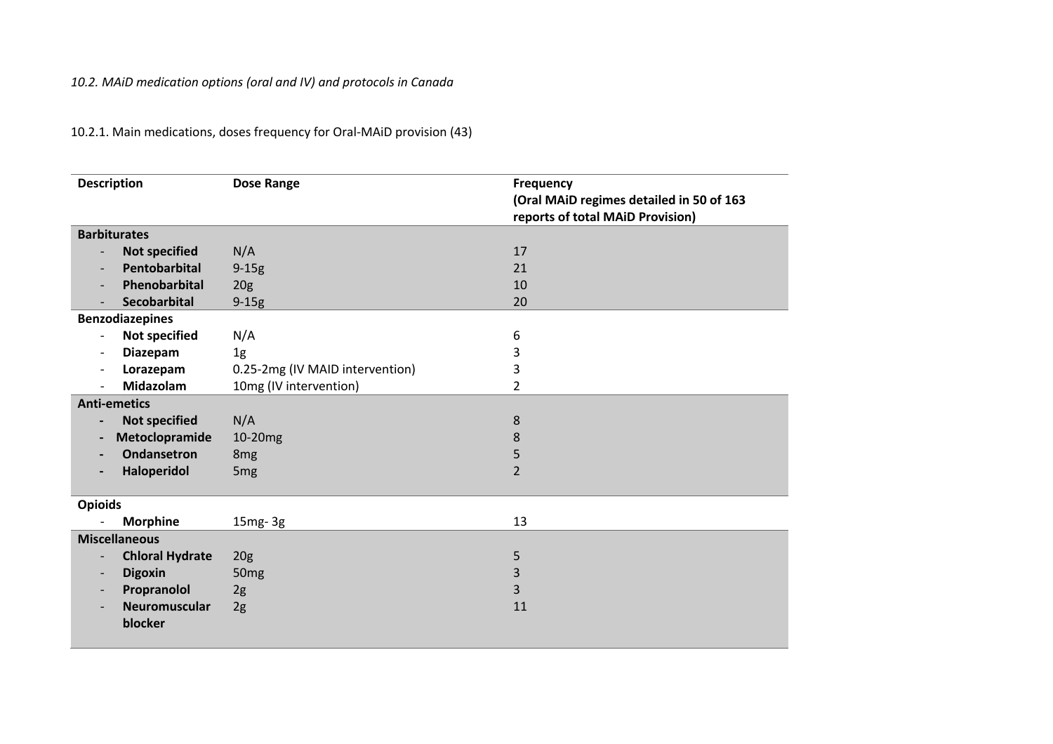*10.2. MAiD medication options (oral and IV) and protocols in Canada*

10.2.1. Main medications, doses frequency for Oral-MAiD provision (43)

| Description | Dose Range | Frequency (Oral MAiD regimes detailed in 50 of 163 reports of total MAiD Provision) |
|---|---|---|
| **Barbiturates** | | |
| - **Not specified** | N/A | 17 |
| - **Pentobarbital** | 9-15g | 21 |
| - **Phenobarbital** | 20g | 10 |
| - **Secobarbital** | 9-15g | 20 |
| **Benzodiazepines** | | |
| - **Not specified** | N/A | 6 |
| - **Diazepam** | 1g | 3 |
| - **Lorazepam** | 0.25-2mg (IV MAID intervention) | 3 |
| - **Midazolam** | 10mg (IV intervention) | 2 |
| **Anti-emetics** | | |
| - **Not specified** | N/A | 8 |
| - **Metoclopramide** | 10-20mg | 8 |
| - **Ondansetron** | 8mg | 5 |
| - **Haloperidol** | 5mg | 2 |
| **Opioids** | | |
| - **Morphine** | 15mg- 3g | 13 |
| **Miscellaneous** | | |
| - **Chloral Hydrate** | 20g | 5 |
| - **Digoxin** | 50mg | 3 |
| - **Propranolol** | 2g | 3 |
| - **Neuromuscular blocker** | 2g | 11 |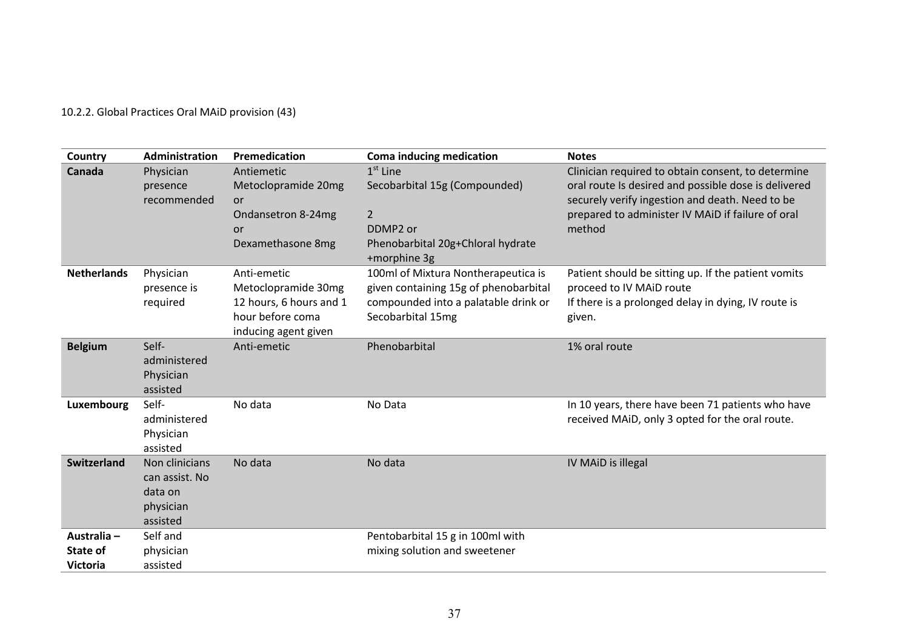10.2.2. Global Practices Oral MAiD provision (43)

| Country | Administration | Premedication | Coma inducing medication | Notes |
|---|---|---|---|---|
| **Canada** | Physician presence recommended | Antiemetic Metoclopramide 20mg or Ondansetron 8-24mg or Dexamethasone 8mg | 1st Line Secobarbital 15g (Compounded) 2 DDMP2 or Phenobarbital 20g+Chloral hydrate +morphine 3g | Clinician required to obtain consent, to determine oral route Is desired and possible dose is delivered securely verify ingestion and death. Need to be prepared to administer IV MAiD if failure of oral method |
| **Netherlands** | Physician presence is required | Anti-emetic Metoclopramide 30mg 12 hours, 6 hours and 1 hour before coma inducing agent given | 100ml of Mixtura Nontherapeutica is given containing 15g of phenobarbital compounded into a palatable drink or Secobarbital 15mg | Patient should be sitting up. If the patient vomits proceed to IV MAiD route If there is a prolonged delay in dying, IV route is given. |
| **Belgium** | Self-administered Physician assisted | Anti-emetic | Phenobarbital | 1% oral route |
| **Luxembourg** | Self-administered Physician assisted | No data | No Data | In 10 years, there have been 71 patients who have received MAiD, only 3 opted for the oral route. |
| **Switzerland** | Non clinicians can assist. No data on physician assisted | No data | No data | IV MAiD is illegal |
| **Australia – State of Victoria** | Self and physician assisted | | Pentobarbital 15 g in 100ml with mixing solution and sweetener | |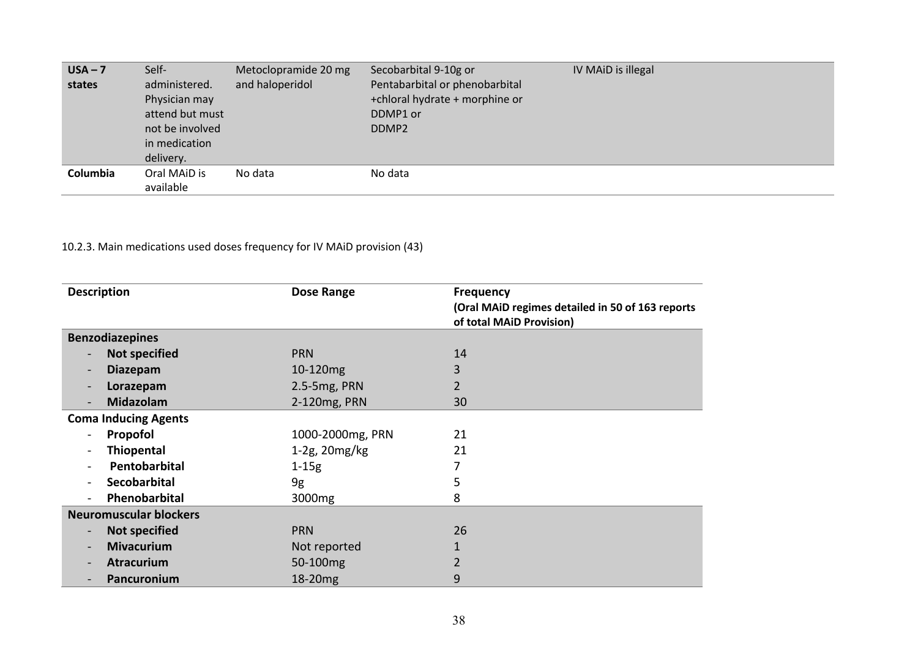| USA – 7 states | Self-administered. Physician may attend but must not be involved in medication delivery. | Metoclopramide 20 mg and haloperidol | Secobarbital 9-10g or Pentabarbital or phenobarbital +chloral hydrate + morphine or DDMP1 or DDMP2 | IV MAiD is illegal |
|---|---|---|---|---|
| **Columbia** | Oral MAiD is available | No data | No data | |

10.2.3. Main medications used doses frequency for IV MAiD provision (43)

| Description | Dose Range | Frequency (Oral MAiD regimes detailed in 50 of 163 reports of total MAiD Provision) |
|---|---|---|
| **Benzodiazepines** | | |
| - **Not specified** | PRN | 14 |
| - **Diazepam** | 10-120mg | 3 |
| - **Lorazepam** | 2.5-5mg, PRN | 2 |
| - **Midazolam** | 2-120mg, PRN | 30 |
| **Coma Inducing Agents** | | |
| - **Propofol** | 1000-2000mg, PRN | 21 |
| - **Thiopental** | 1-2g, 20mg/kg | 21 |
| - **Pentobarbital** | 1-15g | 7 |
| - **Secobarbital** | 9g | 5 |
| - **Phenobarbital** | 3000mg | 8 |
| **Neuromuscular blockers** | | |
| - **Not specified** | PRN | 26 |
| - **Mivacurium** | Not reported | 1 |
| - **Atracurium** | 50-100mg | 2 |
| - **Pancuronium** | 18-20mg | 9 |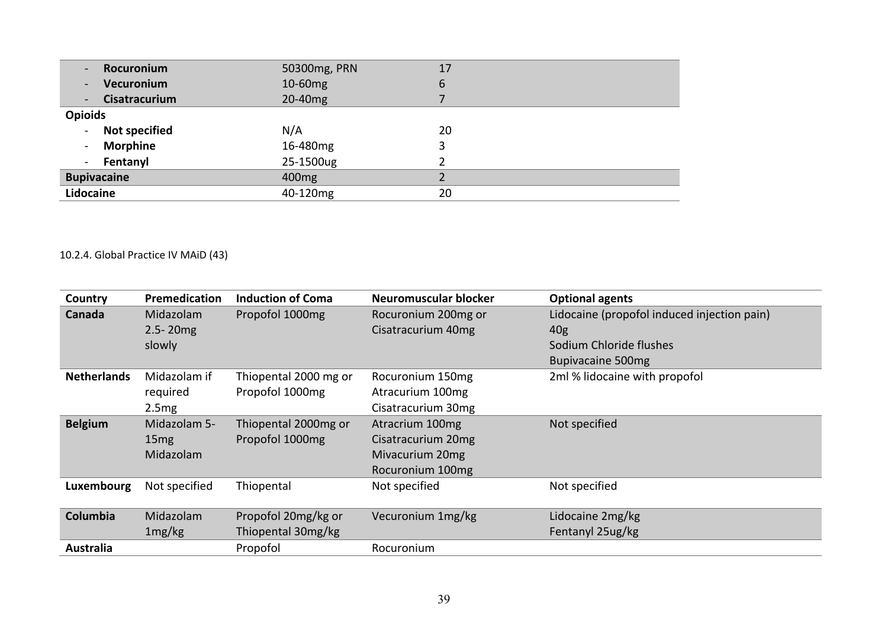| | | |
|---|---|---|
| - **Rocuronium** | 50300mg, PRN | 17 |
| - **Vecuronium** | 10-60mg | 6 |
| - **Cisatracurium** | 20-40mg | 7 |
| **Opioids** | | |
| - **Not specified** | N/A | 20 |
| - **Morphine** | 16-480mg | 3 |
| - **Fentanyl** | 25-1500ug | 2 |
| **Bupivacaine** | 400mg | 2 |
| **Lidocaine** | 40-120mg | 20 |

10.2.4. Global Practice IV MAiD (43)

| Country | Premedication | Induction of Coma | Neuromuscular blocker | Optional agents |
|---|---|---|---|---|
| **Canada** | Midazolam 2.5- 20mg slowly | Propofol 1000mg | Rocuronium 200mg or Cisatracurium 40mg | Lidocaine (propofol induced injection pain) 40g<br>Sodium Chloride flushes<br>Bupivacaine 500mg |
| **Netherlands** | Midazolam if required 2.5mg | Thiopental 2000 mg or Propofol 1000mg | Rocuronium 150mg<br>Atracurium 100mg<br>Cisatracurium 30mg | 2ml % lidocaine with propofol |
| **Belgium** | Midazolam 5-15mg Midazolam | Thiopental 2000mg or Propofol 1000mg | Atracrium 100mg<br>Cisatracurium 20mg<br>Mivacurium 20mg<br>Rocuronium 100mg | Not specified |
| **Luxembourg** | Not specified | Thiopental | Not specified | Not specified |
| **Columbia** | Midazolam 1mg/kg | Propofol 20mg/kg or Thiopental 30mg/kg | Vecuronium 1mg/kg | Lidocaine 2mg/kg<br>Fentanyl 25ug/kg |
| **Australia** | | Propofol | Rocuronium | |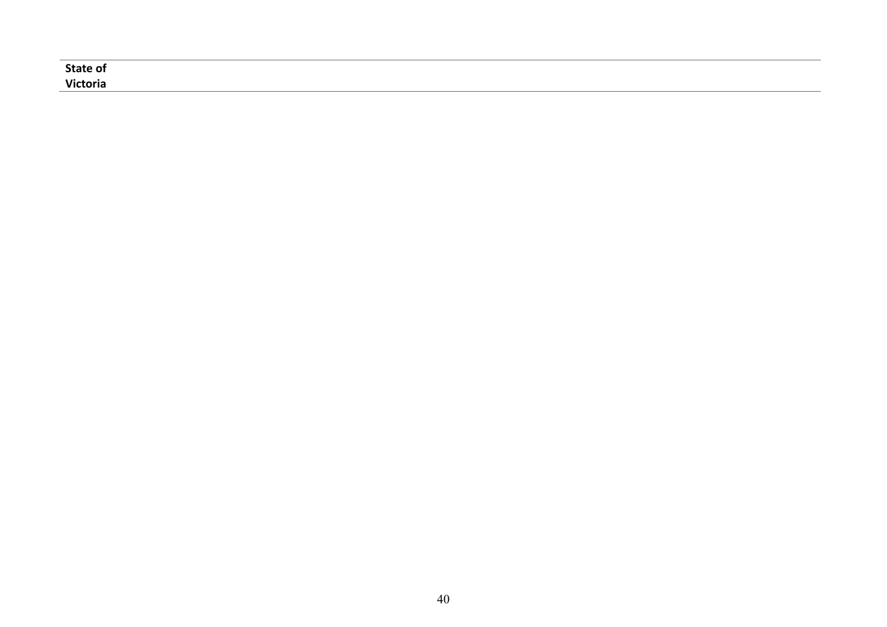| State of Victoria |
|---|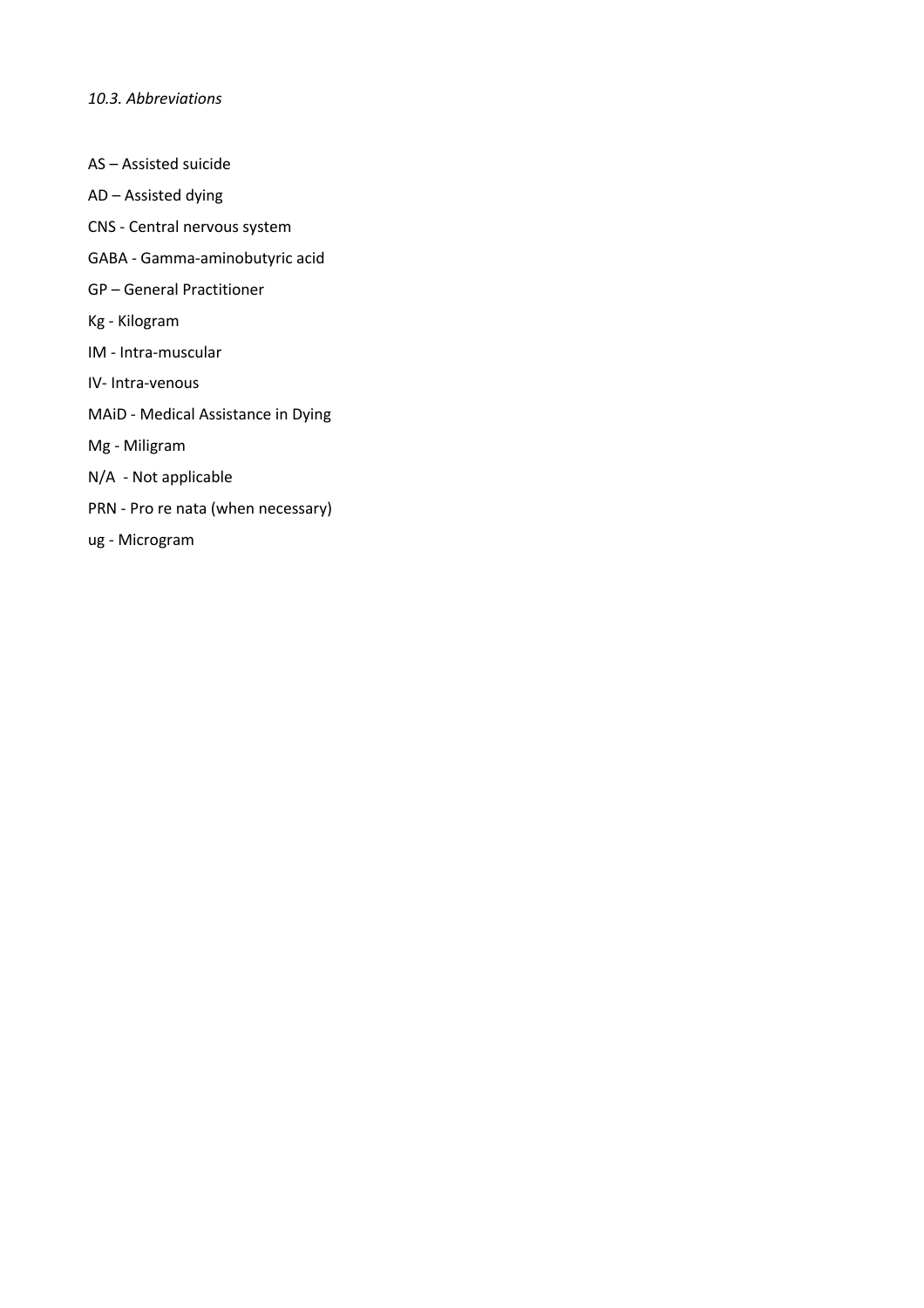*10.3. Abbreviations*

AS – Assisted suicide

AD – Assisted dying

CNS - Central nervous system

GABA - Gamma-aminobutyric acid

GP – General Practitioner

Kg - Kilogram

IM - Intra-muscular

IV- Intra-venous

MAiD - Medical Assistance in Dying

Mg - Miligram

N/A - Not applicable

PRN - Pro re nata (when necessary)

ug - Microgram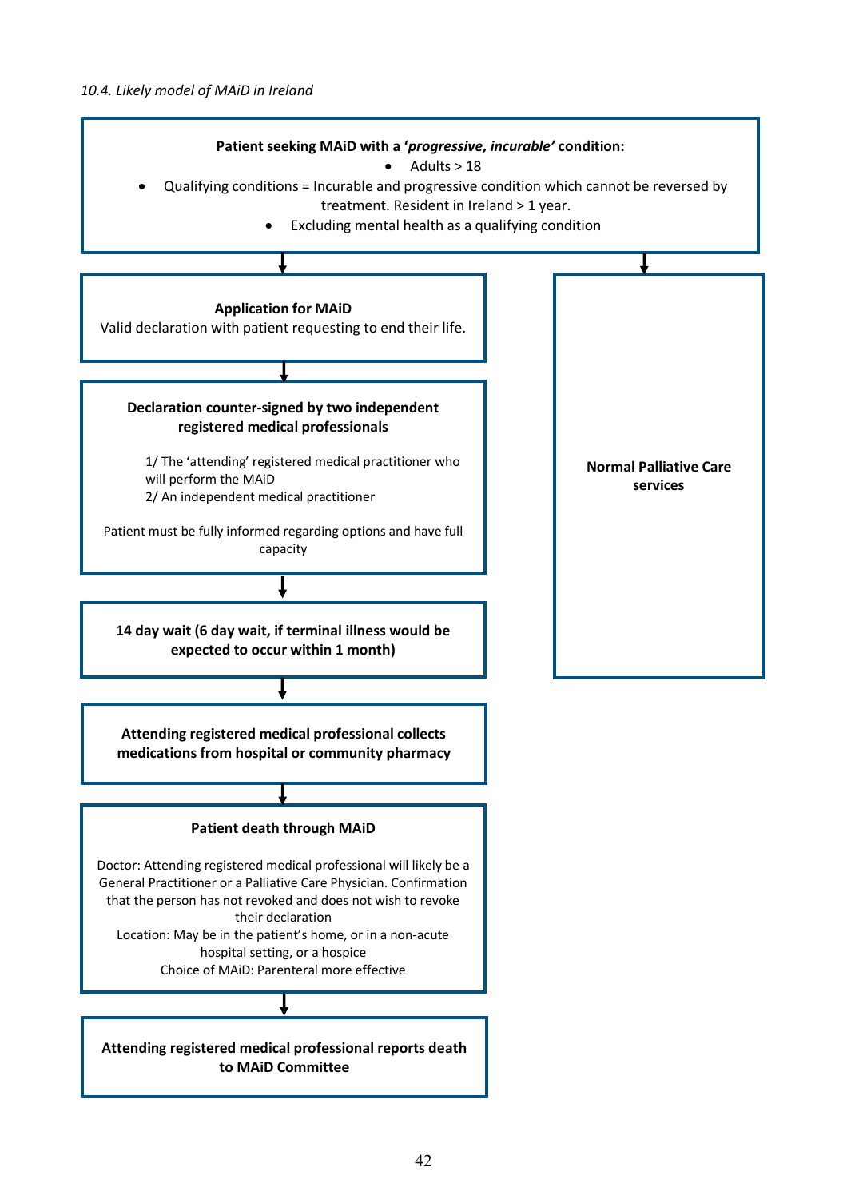*10.4. Likely model of MAiD in Ireland*

**Patient seeking MAiD with a '*progressive, incurable'* condition:**

- Adults > 18
- Qualifying conditions = Incurable and progressive condition which cannot be reversed by treatment. Resident in Ireland > 1 year.
- Excluding mental health as a qualifying condition

↓

**Application for MAiD**
Valid declaration with patient requesting to end their life.

↓

**Declaration counter-signed by two independent registered medical professionals**

1/ The 'attending' registered medical practitioner who will perform the MAiD
2/ An independent medical practitioner

Patient must be fully informed regarding options and have full capacity

↓

**14 day wait (6 day wait, if terminal illness would be expected to occur within 1 month)**

↓

**Attending registered medical professional collects medications from hospital or community pharmacy**

↓

**Patient death through MAiD**

Doctor: Attending registered medical professional will likely be a General Practitioner or a Palliative Care Physician. Confirmation that the person has not revoked and does not wish to revoke their declaration
Location: May be in the patient's home, or in a non-acute hospital setting, or a hospice
Choice of MAiD: Parenteral more effective

↓

**Attending registered medical professional reports death to MAiD Committee**

---

**Normal Palliative Care services**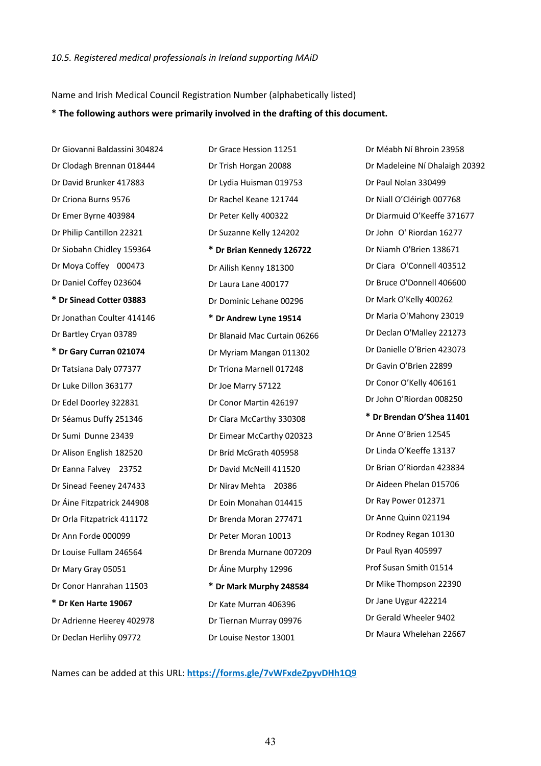*10.5. Registered medical professionals in Ireland supporting MAiD*

Name and Irish Medical Council Registration Number (alphabetically listed)

**\* The following authors were primarily involved in the drafting of this document.**

Dr Giovanni Baldassini 304824
Dr Clodagh Brennan 018444
Dr David Brunker 417883
Dr Criona Burns 9576
Dr Emer Byrne 403984
Dr Philip Cantillon 22321
Dr Siobahn Chidley 159364
Dr Moya Coffey 000473
Dr Daniel Coffey 023604
**\* Dr Sinead Cotter 03883**
Dr Jonathan Coulter 414146
Dr Bartley Cryan 03789
**\* Dr Gary Curran 021074**
Dr Tatsiana Daly 077377
Dr Luke Dillon 363177
Dr Edel Doorley 322831
Dr Séamus Duffy 251346
Dr Sumi Dunne 23439
Dr Alison English 182520
Dr Eanna Falvey 23752
Dr Sinead Feeney 247433
Dr Áine Fitzpatrick 244908
Dr Orla Fitzpatrick 411172
Dr Ann Forde 000099
Dr Louise Fullam 246564
Dr Mary Gray 05051
Dr Conor Hanrahan 11503
**\* Dr Ken Harte 19067**
Dr Adrienne Heerey 402978
Dr Declan Herlihy 09772
Dr Grace Hession 11251
Dr Trish Horgan 20088
Dr Lydia Huisman 019753
Dr Rachel Keane 121744
Dr Peter Kelly 400322
Dr Suzanne Kelly 124202
**\* Dr Brian Kennedy 126722**
Dr Ailish Kenny 181300
Dr Laura Lane 400177
Dr Dominic Lehane 00296
**\* Dr Andrew Lyne 19514**
Dr Blanaid Mac Curtain 06266
Dr Myriam Mangan 011302
Dr Triona Marnell 017248
Dr Joe Marry 57122
Dr Conor Martin 426197
Dr Ciara McCarthy 330308
Dr Eimear McCarthy 020323
Dr Bríd McGrath 405958
Dr David McNeill 411520
Dr Nirav Mehta 20386
Dr Eoin Monahan 014415
Dr Brenda Moran 277471
Dr Peter Moran 10013
Dr Brenda Murnane 007209
Dr Áine Murphy 12996
**\* Dr Mark Murphy 248584**
Dr Kate Murran 406396
Dr Tiernan Murray 09976
Dr Louise Nestor 13001
Dr Méabh Ní Bhroin 23958
Dr Madeleine Ní Dhalaigh 20392
Dr Paul Nolan 330499
Dr Niall O'Cléirigh 007768
Dr Diarmuid O'Keeffe 371677
Dr John O' Riordan 16277
Dr Niamh O'Brien 138671
Dr Ciara O'Connell 403512
Dr Bruce O'Donnell 406600
Dr Mark O'Kelly 400262
Dr Maria O'Mahony 23019
Dr Declan O'Malley 221273
Dr Danielle O'Brien 423073
Dr Gavin O'Brien 22899
Dr Conor O'Kelly 406161
Dr John O'Riordan 008250
**\* Dr Brendan O'Shea 11401**
Dr Anne O'Brien 12545
Dr Linda O'Keeffe 13137
Dr Brian O'Riordan 423834
Dr Aideen Phelan 015706
Dr Ray Power 012371
Dr Anne Quinn 021194
Dr Rodney Regan 10130
Dr Paul Ryan 405997
Prof Susan Smith 01514
Dr Mike Thompson 22390
Dr Jane Uygur 422214
Dr Gerald Wheeler 9402
Dr Maura Whelehan 22667

Names can be added at this URL: **https://forms.gle/7vWFxdeZpyvDHh1Q9**